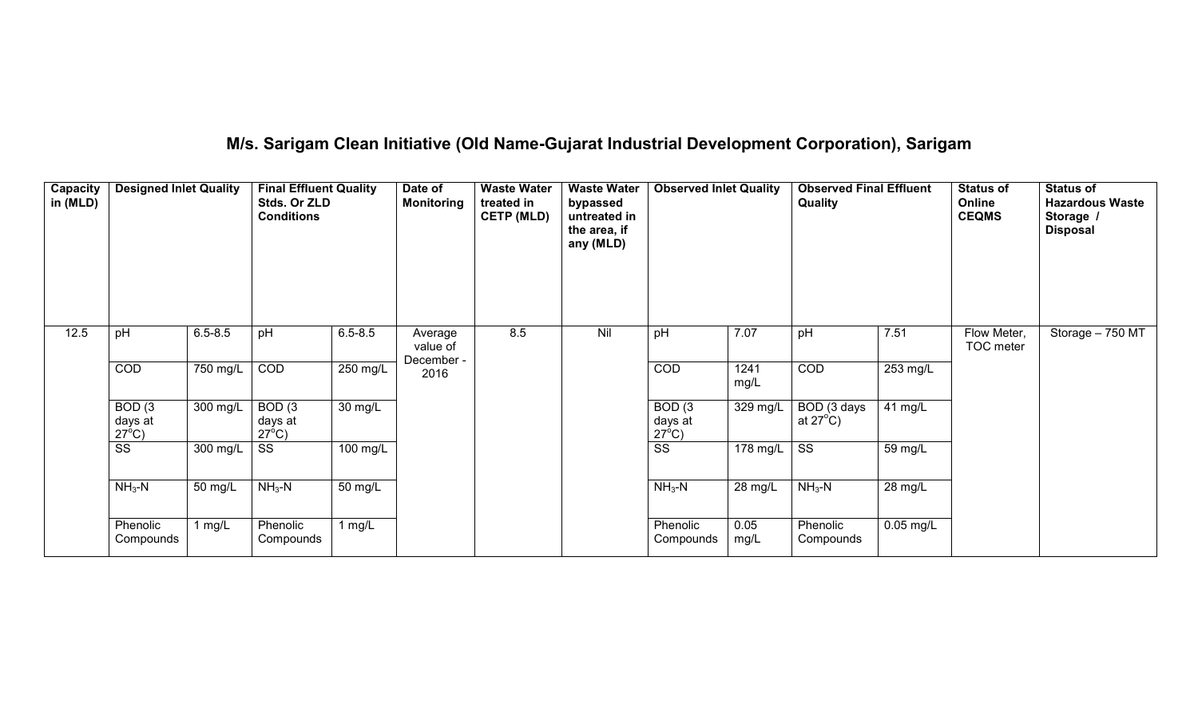# M/s. Sarigam Clean Initiative (Old Name-Gujarat Industrial Development Corporation), Sarigam

| Capacity in (MLD) | Designed Inlet Quality | | Final Effluent Quality Stds. Or ZLD Conditions | | Date of Monitoring | Waste Water treated in CETP (MLD) | Waste Water bypassed untreated in the area, if any (MLD) | Observed Inlet Quality | | Observed Final Effluent Quality | | Status of Online CEQMS | Status of Hazardous Waste Storage / Disposal |
|---|---|---|---|---|---|---|---|---|---|---|---|---|---|
| 12.5 | pH | 6.5-8.5 | pH | 6.5-8.5 | Average value of December - 2016 | 8.5 | Nil | pH | 7.07 | pH | 7.51 | Flow Meter, TOC meter | Storage – 750 MT |
| | COD | 750 mg/L | COD | 250 mg/L | | | | COD | 1241 mg/L | COD | 253 mg/L | | |
| | BOD (3 days at 27°C) | 300 mg/L | BOD (3 days at 27°C) | 30 mg/L | | | | BOD (3 days at 27°C) | 329 mg/L | BOD (3 days at 27°C) | 41 mg/L | | |
| | SS | 300 mg/L | SS | 100 mg/L | | | | SS | 178 mg/L | SS | 59 mg/L | | |
| | $NH_3$-N | 50 mg/L | $NH_3$-N | 50 mg/L | | | | $NH_3$-N | 28 mg/L | $NH_3$-N | 28 mg/L | | |
| | Phenolic Compounds | 1 mg/L | Phenolic Compounds | 1 mg/L | | | | Phenolic Compounds | 0.05 mg/L | Phenolic Compounds | 0.05 mg/L | | |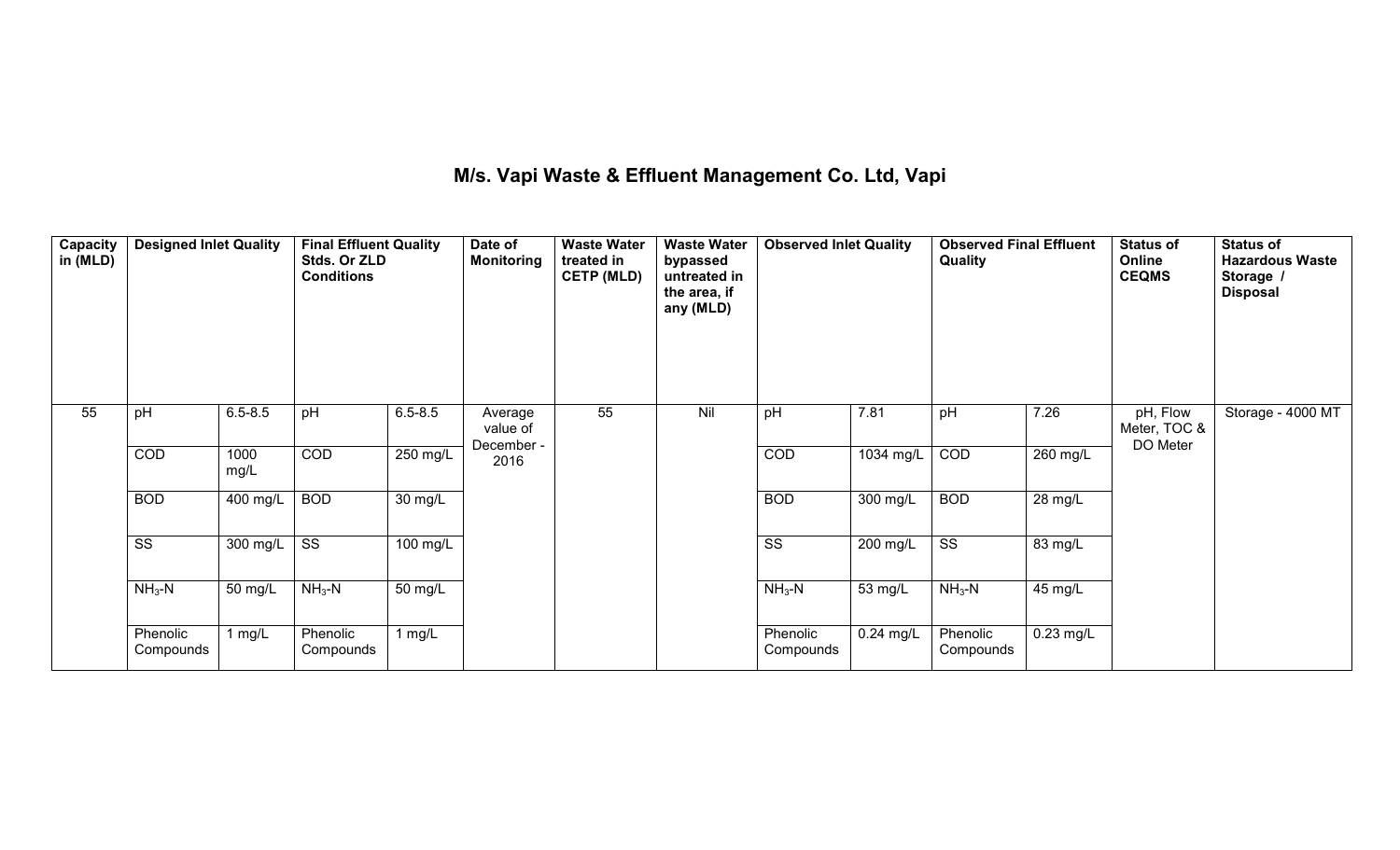# M/s. Vapi Waste & Effluent Management Co. Ltd, Vapi

| Capacity in (MLD) | Designed Inlet Quality | | Final Effluent Quality Stds. Or ZLD Conditions | | Date of Monitoring | Waste Water treated in CETP (MLD) | Waste Water bypassed untreated in the area, if any (MLD) | Observed Inlet Quality | | Observed Final Effluent Quality | | Status of Online CEQMS | Status of Hazardous Waste Storage / Disposal |
|---|---|---|---|---|---|---|---|---|---|---|---|---|---|
| 55 | pH | 6.5-8.5 | pH | 6.5-8.5 | Average value of December - 2016 | 55 | Nil | pH | 7.81 | pH | 7.26 | pH, Flow Meter, TOC & DO Meter | Storage - 4000 MT |
| | COD | 1000 mg/L | COD | 250 mg/L | | | | COD | 1034 mg/L | COD | 260 mg/L | | |
| | BOD | 400 mg/L | BOD | 30 mg/L | | | | BOD | 300 mg/L | BOD | 28 mg/L | | |
| | SS | 300 mg/L | SS | 100 mg/L | | | | SS | 200 mg/L | SS | 83 mg/L | | |
| | $NH_3$-N | 50 mg/L | $NH_3$-N | 50 mg/L | | | | $NH_3$-N | 53 mg/L | $NH_3$-N | 45 mg/L | | |
| | Phenolic Compounds | 1 mg/L | Phenolic Compounds | 1 mg/L | | | | Phenolic Compounds | 0.24 mg/L | Phenolic Compounds | 0.23 mg/L | | |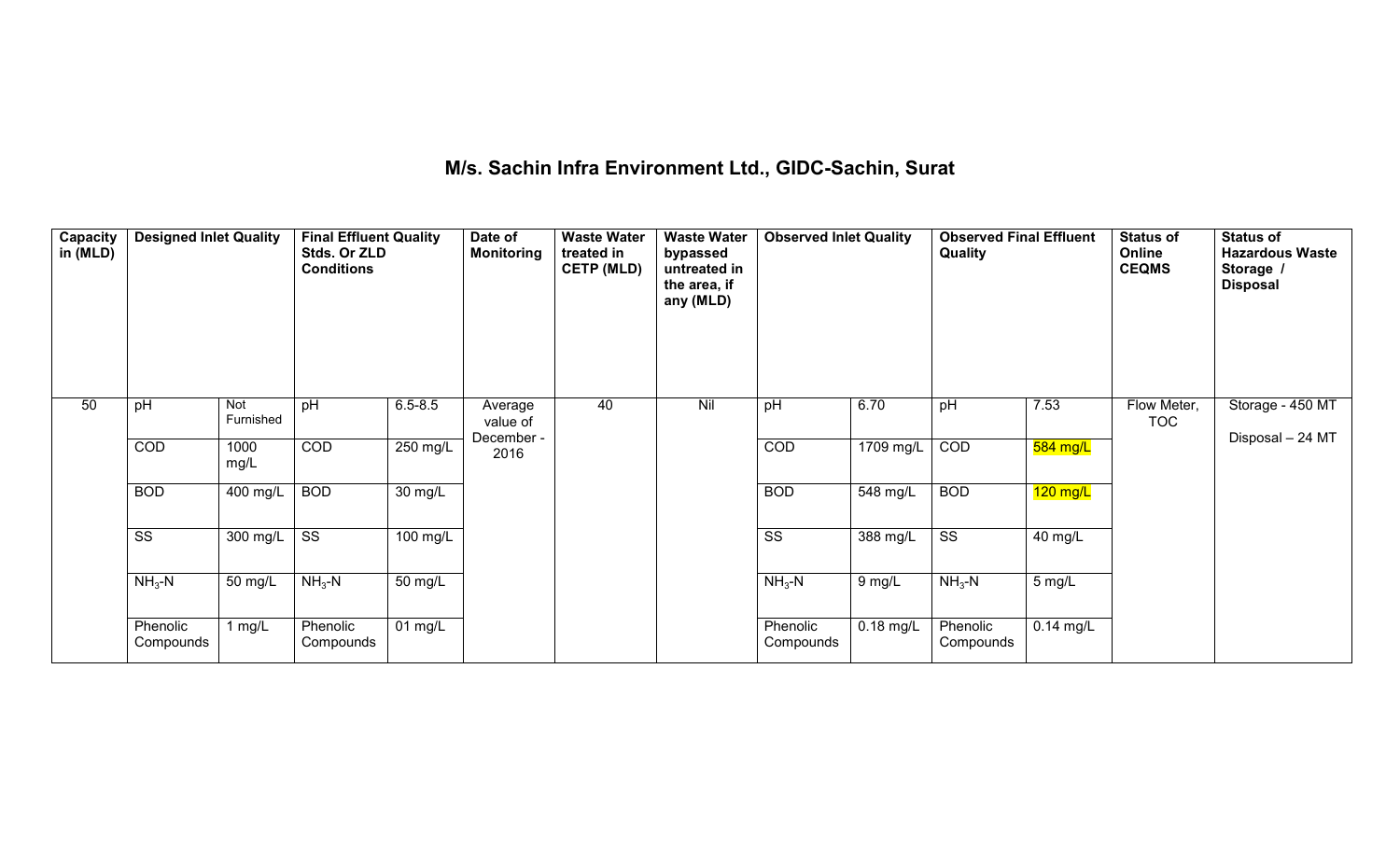## M/s. Sachin Infra Environment Ltd., GIDC-Sachin, Surat

| Capacity in (MLD) | Designed Inlet Quality | | Final Effluent Quality Stds. Or ZLD Conditions | | Date of Monitoring | Waste Water treated in CETP (MLD) | Waste Water bypassed untreated in the area, if any (MLD) | Observed Inlet Quality | | Observed Final Effluent Quality | | Status of Online CEQMS | Status of Hazardous Waste Storage / Disposal |
|---|---|---|---|---|---|---|---|---|---|---|---|---|---|
| 50 | pH | Not Furnished | pH | 6.5-8.5 | Average value of December - 2016 | 40 | Nil | pH | 6.70 | pH | 7.53 | Flow Meter, TOC | Storage - 450 MT<br>Disposal – 24 MT |
| | COD | 1000 mg/L | COD | 250 mg/L | | | | COD | 1709 mg/L | COD | 584 mg/L | | |
| | BOD | 400 mg/L | BOD | 30 mg/L | | | | BOD | 548 mg/L | BOD | 120 mg/L | | |
| | SS | 300 mg/L | SS | 100 mg/L | | | | SS | 388 mg/L | SS | 40 mg/L | | |
| | $NH_3$-N | 50 mg/L | $NH_3$-N | 50 mg/L | | | | $NH_3$-N | 9 mg/L | $NH_3$-N | 5 mg/L | | |
| | Phenolic Compounds | 1 mg/L | Phenolic Compounds | 01 mg/L | | | | Phenolic Compounds | 0.18 mg/L | Phenolic Compounds | 0.14 mg/L | | |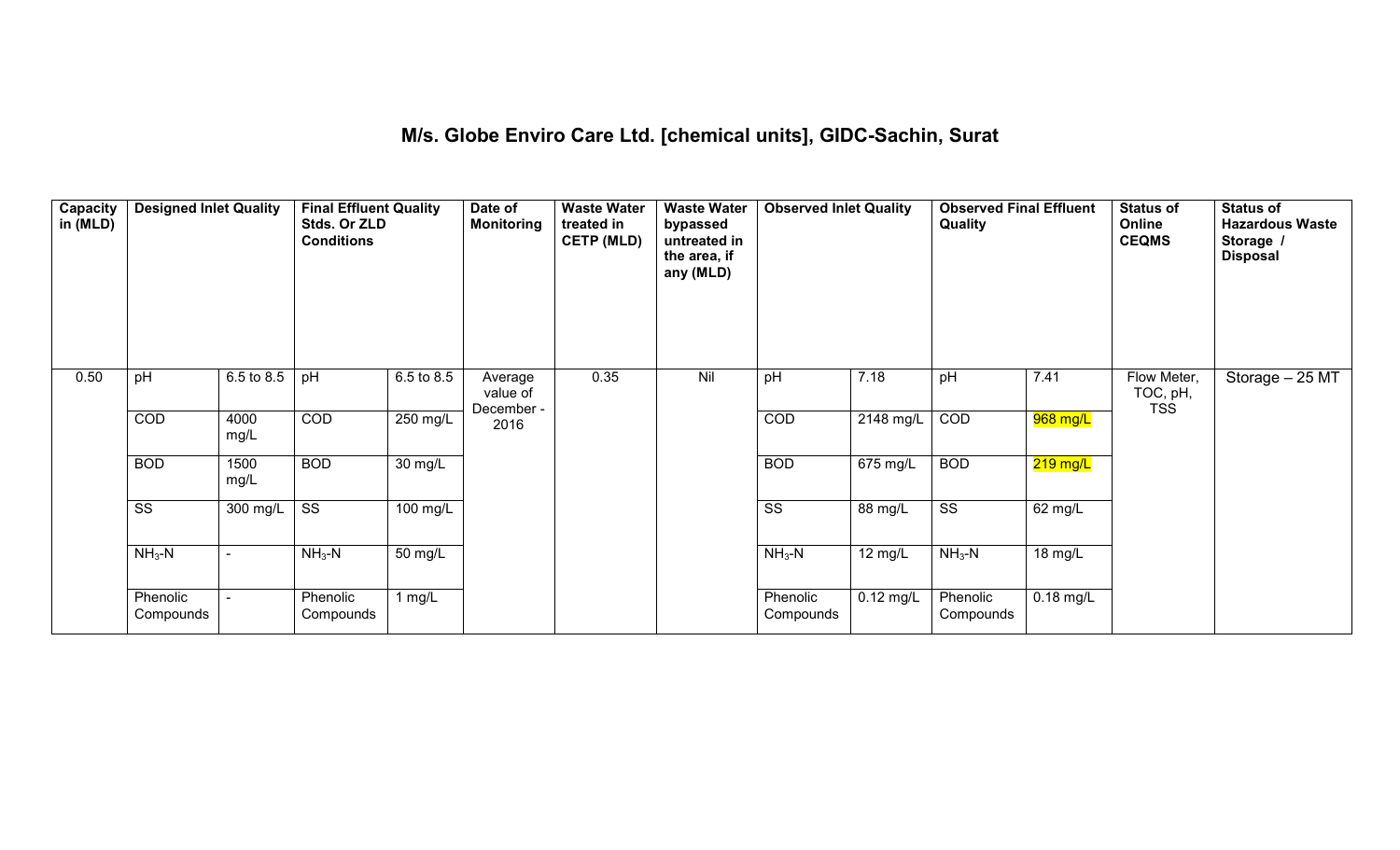# M/s. Globe Enviro Care Ltd. [chemical units], GIDC-Sachin, Surat

| Capacity in (MLD) | Designed Inlet Quality | | Final Effluent Quality Stds. Or ZLD Conditions | | Date of Monitoring | Waste Water treated in CETP (MLD) | Waste Water bypassed untreated in the area, if any (MLD) | Observed Inlet Quality | | Observed Final Effluent Quality | | Status of Online CEQMS | Status of Hazardous Waste Storage / Disposal |
|---|---|---|---|---|---|---|---|---|---|---|---|---|---|
| 0.50 | pH | 6.5 to 8.5 | pH | 6.5 to 8.5 | Average value of December - 2016 | 0.35 | Nil | pH | 7.18 | pH | 7.41 | Flow Meter, TOC, pH, TSS | Storage – 25 MT |
| | COD | 4000 mg/L | COD | 250 mg/L | | | | COD | 2148 mg/L | COD | 968 mg/L | | |
| | BOD | 1500 mg/L | BOD | 30 mg/L | | | | BOD | 675 mg/L | BOD | 219 mg/L | | |
| | SS | 300 mg/L | SS | 100 mg/L | | | | SS | 88 mg/L | SS | 62 mg/L | | |
| | $NH_3$-N | - | $NH_3$-N | 50 mg/L | | | | $NH_3$-N | 12 mg/L | $NH_3$-N | 18 mg/L | | |
| | Phenolic Compounds | - | Phenolic Compounds | 1 mg/L | | | | Phenolic Compounds | 0.12 mg/L | Phenolic Compounds | 0.18 mg/L | | |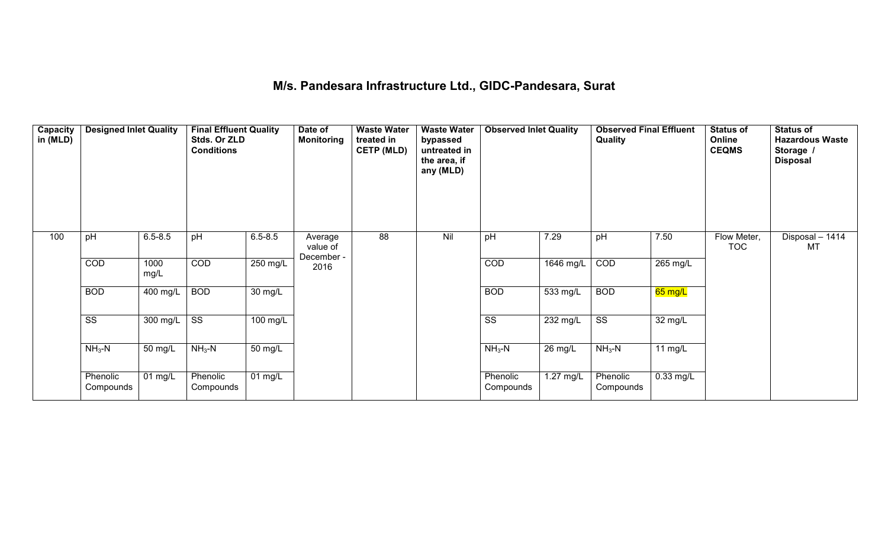# M/s. Pandesara Infrastructure Ltd., GIDC-Pandesara, Surat

| Capacity in (MLD) | Designed Inlet Quality | | Final Effluent Quality Stds. Or ZLD Conditions | | Date of Monitoring | Waste Water treated in CETP (MLD) | Waste Water bypassed untreated in the area, if any (MLD) | Observed Inlet Quality | | Observed Final Effluent Quality | | Status of Online CEQMS | Status of Hazardous Waste Storage / Disposal |
|---|---|---|---|---|---|---|---|---|---|---|---|---|---|
| 100 | pH | 6.5-8.5 | pH | 6.5-8.5 | Average value of December - 2016 | 88 | Nil | pH | 7.29 | pH | 7.50 | Flow Meter, TOC | Disposal – 1414 MT |
| | COD | 1000 mg/L | COD | 250 mg/L | | | | COD | 1646 mg/L | COD | 265 mg/L | | |
| | BOD | 400 mg/L | BOD | 30 mg/L | | | | BOD | 533 mg/L | BOD | 65 mg/L | | |
| | SS | 300 mg/L | SS | 100 mg/L | | | | SS | 232 mg/L | SS | 32 mg/L | | |
| | $NH_3$-N | 50 mg/L | $NH_3$-N | 50 mg/L | | | | $NH_3$-N | 26 mg/L | $NH_3$-N | 11 mg/L | | |
| | Phenolic Compounds | 01 mg/L | Phenolic Compounds | 01 mg/L | | | | Phenolic Compounds | 1.27 mg/L | Phenolic Compounds | 0.33 mg/L | | |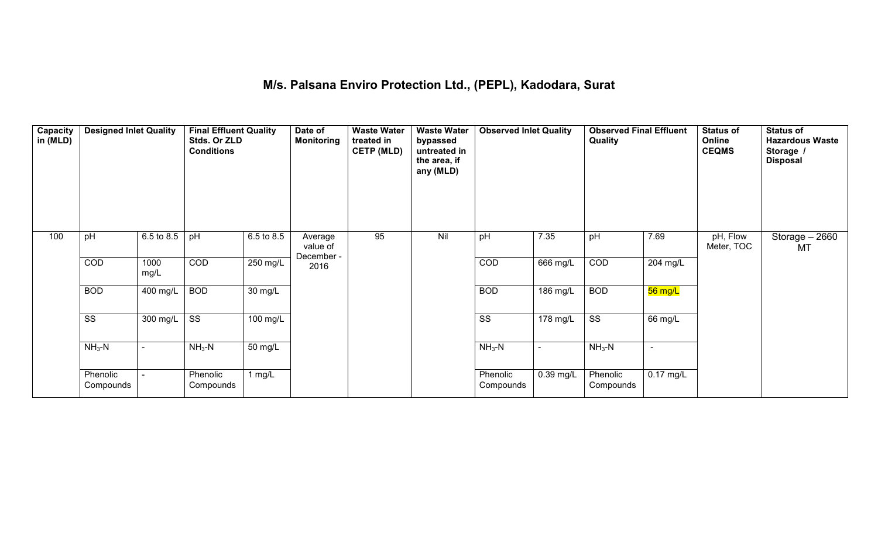# M/s. Palsana Enviro Protection Ltd., (PEPL), Kadodara, Surat

| Capacity in (MLD) | Designed Inlet Quality | | Final Effluent Quality Stds. Or ZLD Conditions | | Date of Monitoring | Waste Water treated in CETP (MLD) | Waste Water bypassed untreated in the area, if any (MLD) | Observed Inlet Quality | | Observed Final Effluent Quality | | Status of Online CEQMS | Status of Hazardous Waste Storage / Disposal |
|---|---|---|---|---|---|---|---|---|---|---|---|---|---|
| 100 | pH | 6.5 to 8.5 | pH | 6.5 to 8.5 | Average value of December - 2016 | 95 | Nil | pH | 7.35 | pH | 7.69 | pH, Flow Meter, TOC | Storage – 2660 MT |
| | COD | 1000 mg/L | COD | 250 mg/L | | | | COD | 666 mg/L | COD | 204 mg/L | | |
| | BOD | 400 mg/L | BOD | 30 mg/L | | | | BOD | 186 mg/L | BOD | 56 mg/L | | |
| | SS | 300 mg/L | SS | 100 mg/L | | | | SS | 178 mg/L | SS | 66 mg/L | | |
| | $NH_3$-N | - | $NH_3$-N | 50 mg/L | | | | $NH_3$-N | - | $NH_3$-N | - | | |
| | Phenolic Compounds | - | Phenolic Compounds | 1 mg/L | | | | Phenolic Compounds | 0.39 mg/L | Phenolic Compounds | 0.17 mg/L | | |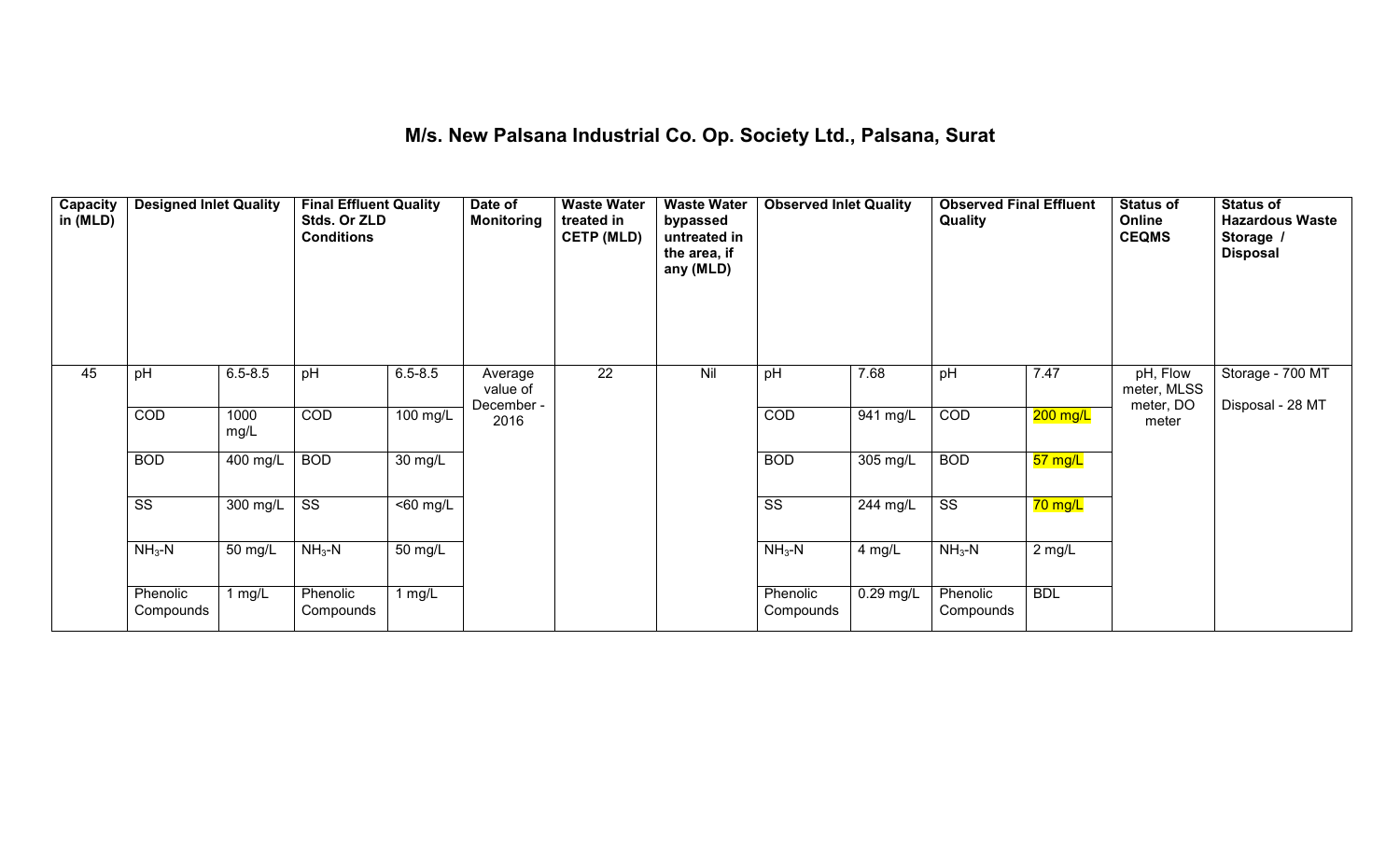# M/s. New Palsana Industrial Co. Op. Society Ltd., Palsana, Surat

| Capacity in (MLD) | Designed Inlet Quality | | Final Effluent Quality Stds. Or ZLD Conditions | | Date of Monitoring | Waste Water treated in CETP (MLD) | Waste Water bypassed untreated in the area, if any (MLD) | Observed Inlet Quality | | Observed Final Effluent Quality | | Status of Online CEQMS | Status of Hazardous Waste Storage / Disposal |
|---|---|---|---|---|---|---|---|---|---|---|---|---|---|
| 45 | pH | 6.5-8.5 | pH | 6.5-8.5 | Average value of December - 2016 | 22 | Nil | pH | 7.68 | pH | 7.47 | pH, Flow meter, MLSS meter, DO meter | Storage - 700 MT<br>Disposal - 28 MT |
| | COD | 1000 mg/L | COD | 100 mg/L | | | | COD | 941 mg/L | COD | 200 mg/L | | |
| | BOD | 400 mg/L | BOD | 30 mg/L | | | | BOD | 305 mg/L | BOD | 57 mg/L | | |
| | SS | 300 mg/L | SS | <60 mg/L | | | | SS | 244 mg/L | SS | 70 mg/L | | |
| | $NH_3$-N | 50 mg/L | $NH_3$-N | 50 mg/L | | | | $NH_3$-N | 4 mg/L | $NH_3$-N | 2 mg/L | | |
| | Phenolic Compounds | 1 mg/L | Phenolic Compounds | 1 mg/L | | | | Phenolic Compounds | 0.29 mg/L | Phenolic Compounds | BDL | | |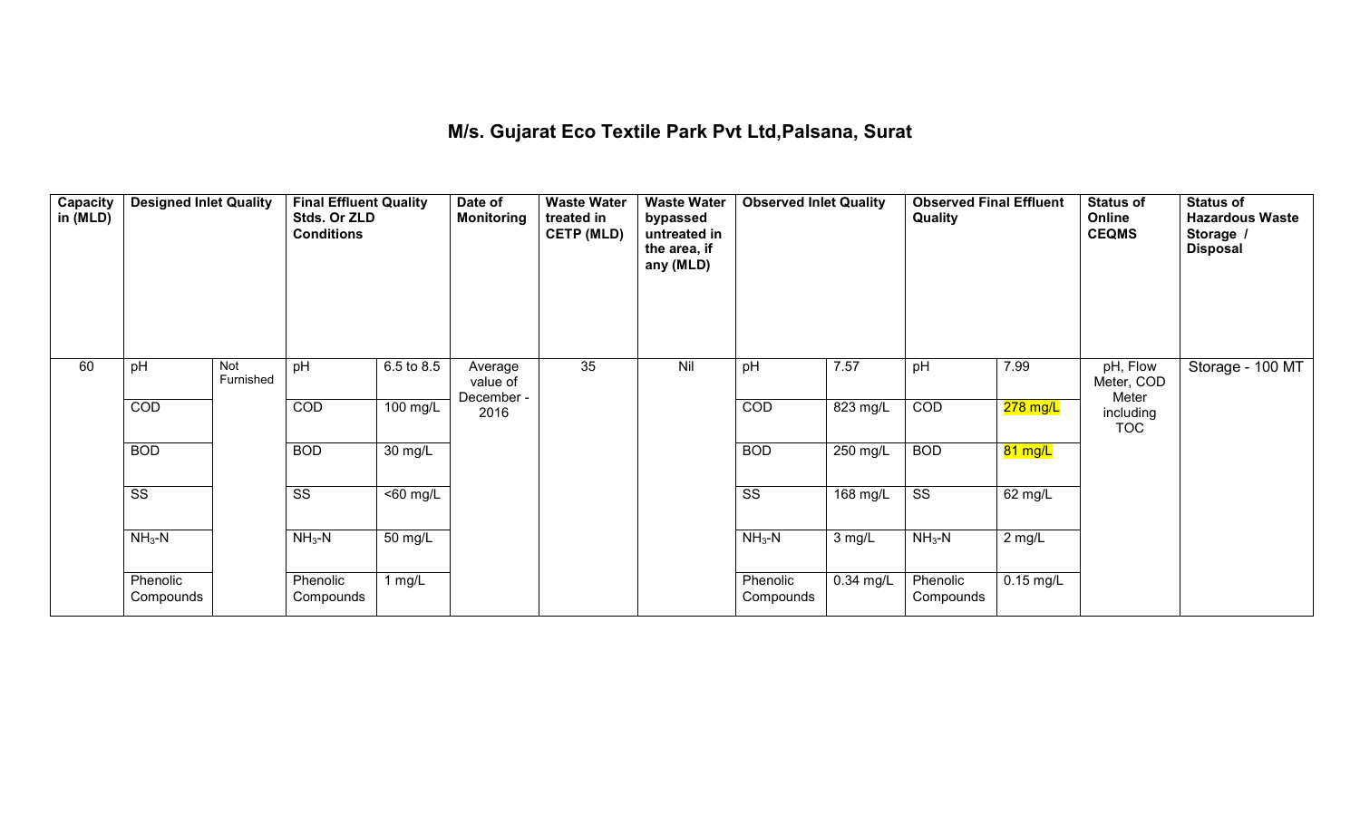# M/s. Gujarat Eco Textile Park Pvt Ltd,Palsana, Surat

| Capacity in (MLD) | Designed Inlet Quality | | Final Effluent Quality Stds. Or ZLD Conditions | | Date of Monitoring | Waste Water treated in CETP (MLD) | Waste Water bypassed untreated in the area, if any (MLD) | Observed Inlet Quality | | Observed Final Effluent Quality | | Status of Online CEQMS | Status of Hazardous Waste Storage / Disposal |
|---|---|---|---|---|---|---|---|---|---|---|---|---|---|
| 60 | pH | Not Furnished | pH | 6.5 to 8.5 | Average value of December - 2016 | 35 | Nil | pH | 7.57 | pH | 7.99 | pH, Flow Meter, COD Meter including TOC | Storage - 100 MT |
| | COD | | COD | 100 mg/L | | | | COD | 823 mg/L | COD | 278 mg/L | | |
| | BOD | | BOD | 30 mg/L | | | | BOD | 250 mg/L | BOD | 81 mg/L | | |
| | SS | | SS | <60 mg/L | | | | SS | 168 mg/L | SS | 62 mg/L | | |
| | $NH_3$-N | | $NH_3$-N | 50 mg/L | | | | $NH_3$-N | 3 mg/L | $NH_3$-N | 2 mg/L | | |
| | Phenolic Compounds | | Phenolic Compounds | 1 mg/L | | | | Phenolic Compounds | 0.34 mg/L | Phenolic Compounds | 0.15 mg/L | | |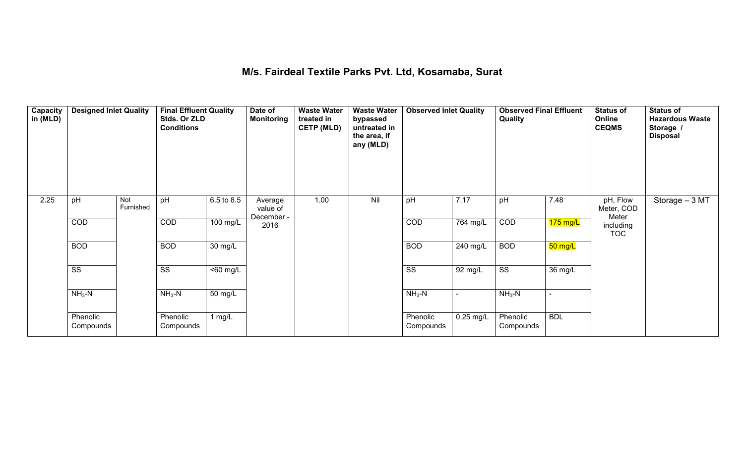# M/s. Fairdeal Textile Parks Pvt. Ltd, Kosamaba, Surat

| Capacity in (MLD) | Designed Inlet Quality | | Final Effluent Quality Stds. Or ZLD Conditions | | Date of Monitoring | Waste Water treated in CETP (MLD) | Waste Water bypassed untreated in the area, if any (MLD) | Observed Inlet Quality | | Observed Final Effluent Quality | | Status of Online CEQMS | Status of Hazardous Waste Storage / Disposal |
|---|---|---|---|---|---|---|---|---|---|---|---|---|---|
| 2.25 | pH | Not Furnished | pH | 6.5 to 8.5 | Average value of December - 2016 | 1.00 | Nil | pH | 7.17 | pH | 7.48 | pH, Flow Meter, COD Meter including TOC | Storage – 3 MT |
| | COD | | COD | 100 mg/L | | | | COD | 764 mg/L | COD | 175 mg/L | | |
| | BOD | | BOD | 30 mg/L | | | | BOD | 240 mg/L | BOD | 50 mg/L | | |
| | SS | | SS | <60 mg/L | | | | SS | 92 mg/L | SS | 36 mg/L | | |
| | $NH_3$-N | | $NH_3$-N | 50 mg/L | | | | $NH_3$-N | - | $NH_3$-N | - | | |
| | Phenolic Compounds | | Phenolic Compounds | 1 mg/L | | | | Phenolic Compounds | 0.25 mg/L | Phenolic Compounds | BDL | | |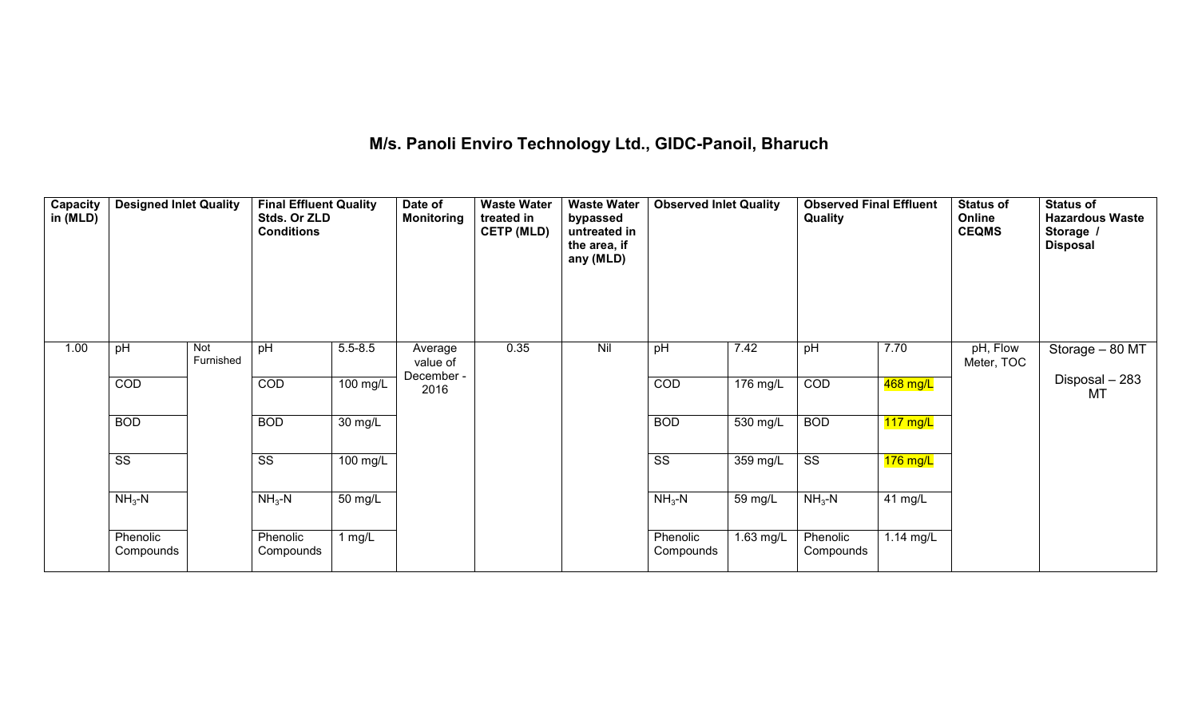## M/s. Panoli Enviro Technology Ltd., GIDC-Panoil, Bharuch

| Capacity in (MLD) | Designed Inlet Quality | | Final Effluent Quality Stds. Or ZLD Conditions | | Date of Monitoring | Waste Water treated in CETP (MLD) | Waste Water bypassed untreated in the area, if any (MLD) | Observed Inlet Quality | | Observed Final Effluent Quality | | Status of Online CEQMS | Status of Hazardous Waste Storage / Disposal |
|---|---|---|---|---|---|---|---|---|---|---|---|---|---|
| 1.00 | pH | Not Furnished | pH | 5.5-8.5 | Average value of December - 2016 | 0.35 | Nil | pH | 7.42 | pH | 7.70 | pH, Flow Meter, TOC | Storage – 80 MT<br>Disposal – 283 MT |
| | COD | | COD | 100 mg/L | | | | COD | 176 mg/L | COD | 468 mg/L | | |
| | BOD | | BOD | 30 mg/L | | | | BOD | 530 mg/L | BOD | 117 mg/L | | |
| | SS | | SS | 100 mg/L | | | | SS | 359 mg/L | SS | 176 mg/L | | |
| | $NH_3$-N | | $NH_3$-N | 50 mg/L | | | | $NH_3$-N | 59 mg/L | $NH_3$-N | 41 mg/L | | |
| | Phenolic Compounds | | Phenolic Compounds | 1 mg/L | | | | Phenolic Compounds | 1.63 mg/L | Phenolic Compounds | 1.14 mg/L | | |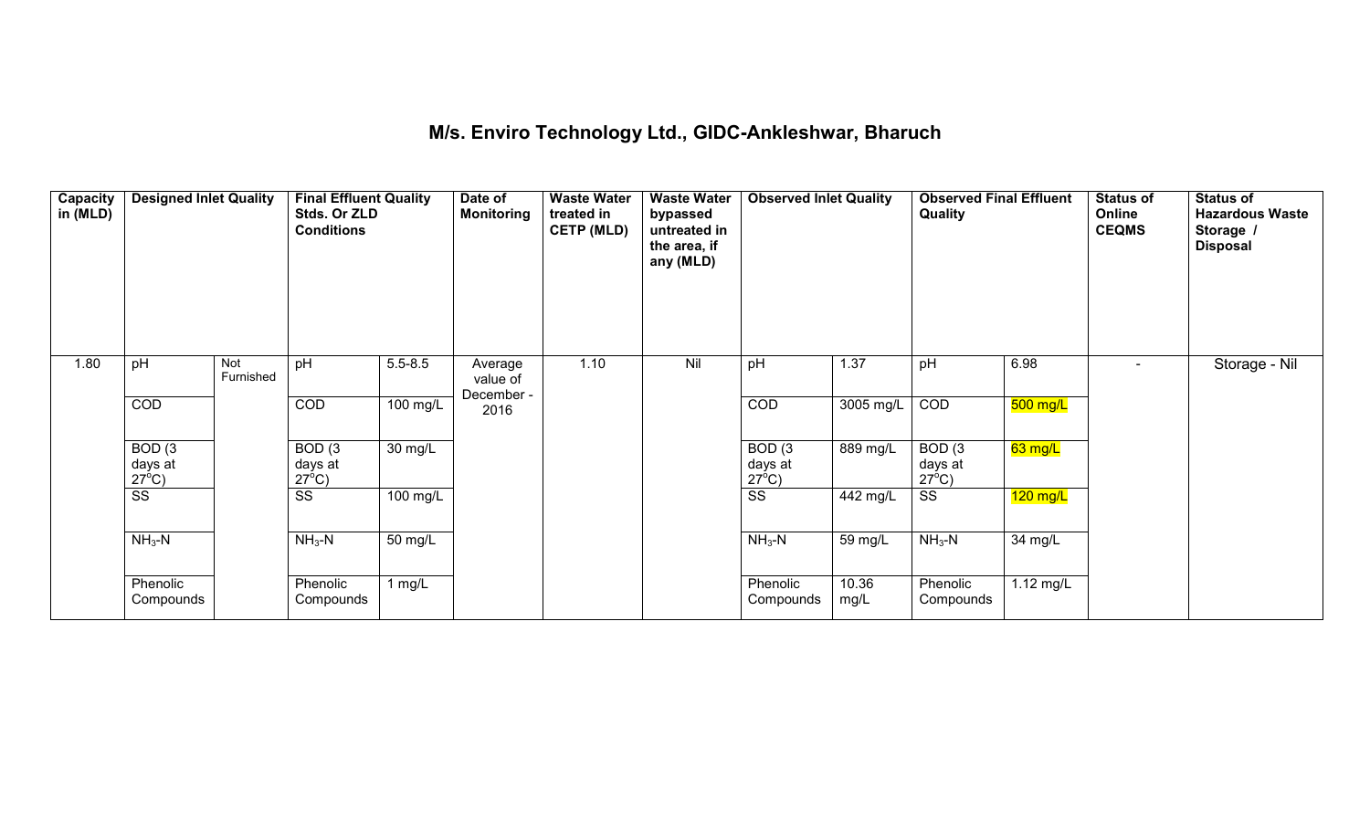## M/s. Enviro Technology Ltd., GIDC-Ankleshwar, Bharuch

| Capacity in (MLD) | Designed Inlet Quality | | Final Effluent Quality Stds. Or ZLD Conditions | | Date of Monitoring | Waste Water treated in CETP (MLD) | Waste Water bypassed untreated in the area, if any (MLD) | Observed Inlet Quality | | Observed Final Effluent Quality | | Status of Online CEQMS | Status of Hazardous Waste Storage / Disposal |
|---|---|---|---|---|---|---|---|---|---|---|---|---|---|
| 1.80 | pH | Not Furnished | pH | 5.5-8.5 | Average value of December - 2016 | 1.10 | Nil | pH | 1.37 | pH | 6.98 | - | Storage - Nil |
| | COD | | COD | 100 mg/L | | | | COD | 3005 mg/L | COD | 500 mg/L | | |
| | BOD (3 days at 27°C) | | BOD (3 days at 27°C) | 30 mg/L | | | | BOD (3 days at 27°C) | 889 mg/L | BOD (3 days at 27°C) | 63 mg/L | | |
| | SS | | SS | 100 mg/L | | | | SS | 442 mg/L | SS | 120 mg/L | | |
| | $NH_3$-N | | $NH_3$-N | 50 mg/L | | | | $NH_3$-N | 59 mg/L | $NH_3$-N | 34 mg/L | | |
| | Phenolic Compounds | | Phenolic Compounds | 1 mg/L | | | | Phenolic Compounds | 10.36 mg/L | Phenolic Compounds | 1.12 mg/L | | |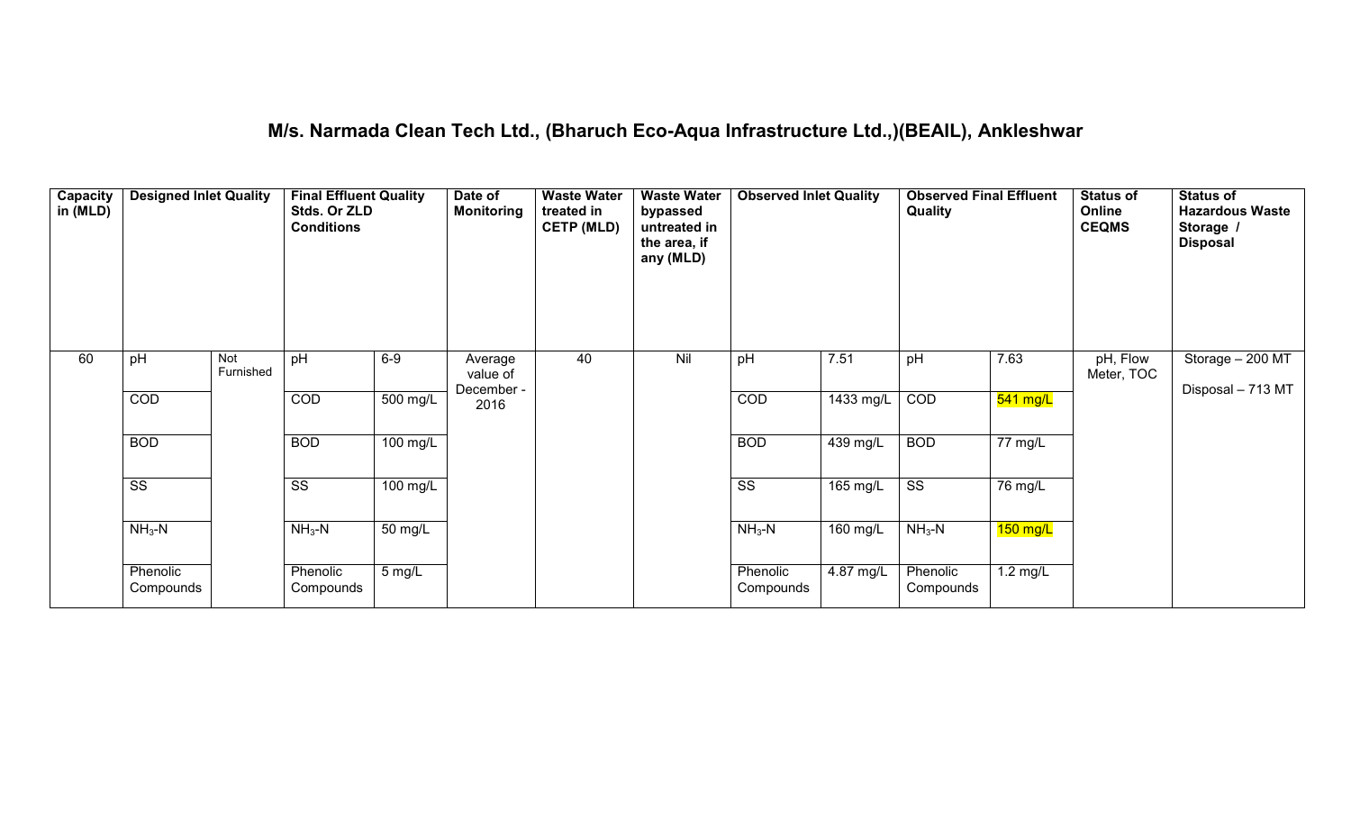# M/s. Narmada Clean Tech Ltd., (Bharuch Eco-Aqua Infrastructure Ltd.,)(BEAIL), Ankleshwar

| Capacity in (MLD) | Designed Inlet Quality | | Final Effluent Quality Stds. Or ZLD Conditions | | Date of Monitoring | Waste Water treated in CETP (MLD) | Waste Water bypassed untreated in the area, if any (MLD) | Observed Inlet Quality | | Observed Final Effluent Quality | | Status of Online CEQMS | Status of Hazardous Waste Storage / Disposal |
|---|---|---|---|---|---|---|---|---|---|---|---|---|---|
| 60 | pH | Not Furnished | pH | 6-9 | Average value of December - 2016 | 40 | Nil | pH | 7.51 | pH | 7.63 | pH, Flow Meter, TOC | Storage – 200 MT<br>Disposal – 713 MT |
| | COD | | COD | 500 mg/L | | | | COD | 1433 mg/L | COD | 541 mg/L | | |
| | BOD | | BOD | 100 mg/L | | | | BOD | 439 mg/L | BOD | 77 mg/L | | |
| | SS | | SS | 100 mg/L | | | | SS | 165 mg/L | SS | 76 mg/L | | |
| | $NH_3$-N | | $NH_3$-N | 50 mg/L | | | | $NH_3$-N | 160 mg/L | $NH_3$-N | 150 mg/L | | |
| | Phenolic Compounds | | Phenolic Compounds | 5 mg/L | | | | Phenolic Compounds | 4.87 mg/L | Phenolic Compounds | 1.2 mg/L | | |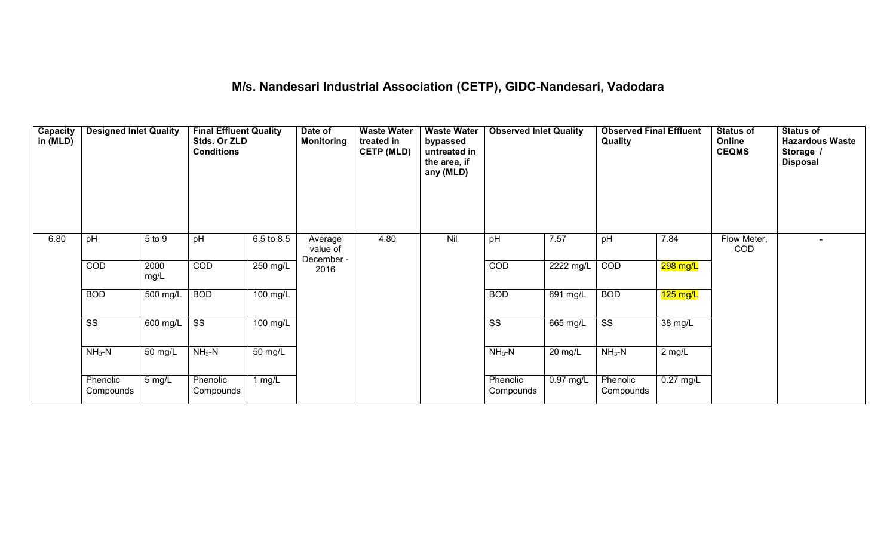## M/s. Nandesari Industrial Association (CETP), GIDC-Nandesari, Vadodara

| Capacity in (MLD) | Designed Inlet Quality | | Final Effluent Quality Stds. Or ZLD Conditions | | Date of Monitoring | Waste Water treated in CETP (MLD) | Waste Water bypassed untreated in the area, if any (MLD) | Observed Inlet Quality | | Observed Final Effluent Quality | | Status of Online CEQMS | Status of Hazardous Waste Storage / Disposal |
|---|---|---|---|---|---|---|---|---|---|---|---|---|---|
| 6.80 | pH | 5 to 9 | pH | 6.5 to 8.5 | Average value of December - 2016 | 4.80 | Nil | pH | 7.57 | pH | 7.84 | Flow Meter, COD | - |
| | COD | 2000 mg/L | COD | 250 mg/L | | | | COD | 2222 mg/L | COD | 298 mg/L | | |
| | BOD | 500 mg/L | BOD | 100 mg/L | | | | BOD | 691 mg/L | BOD | 125 mg/L | | |
| | SS | 600 mg/L | SS | 100 mg/L | | | | SS | 665 mg/L | SS | 38 mg/L | | |
| | $NH_3$-N | 50 mg/L | $NH_3$-N | 50 mg/L | | | | $NH_3$-N | 20 mg/L | $NH_3$-N | 2 mg/L | | |
| | Phenolic Compounds | 5 mg/L | Phenolic Compounds | 1 mg/L | | | | Phenolic Compounds | 0.97 mg/L | Phenolic Compounds | 0.27 mg/L | | |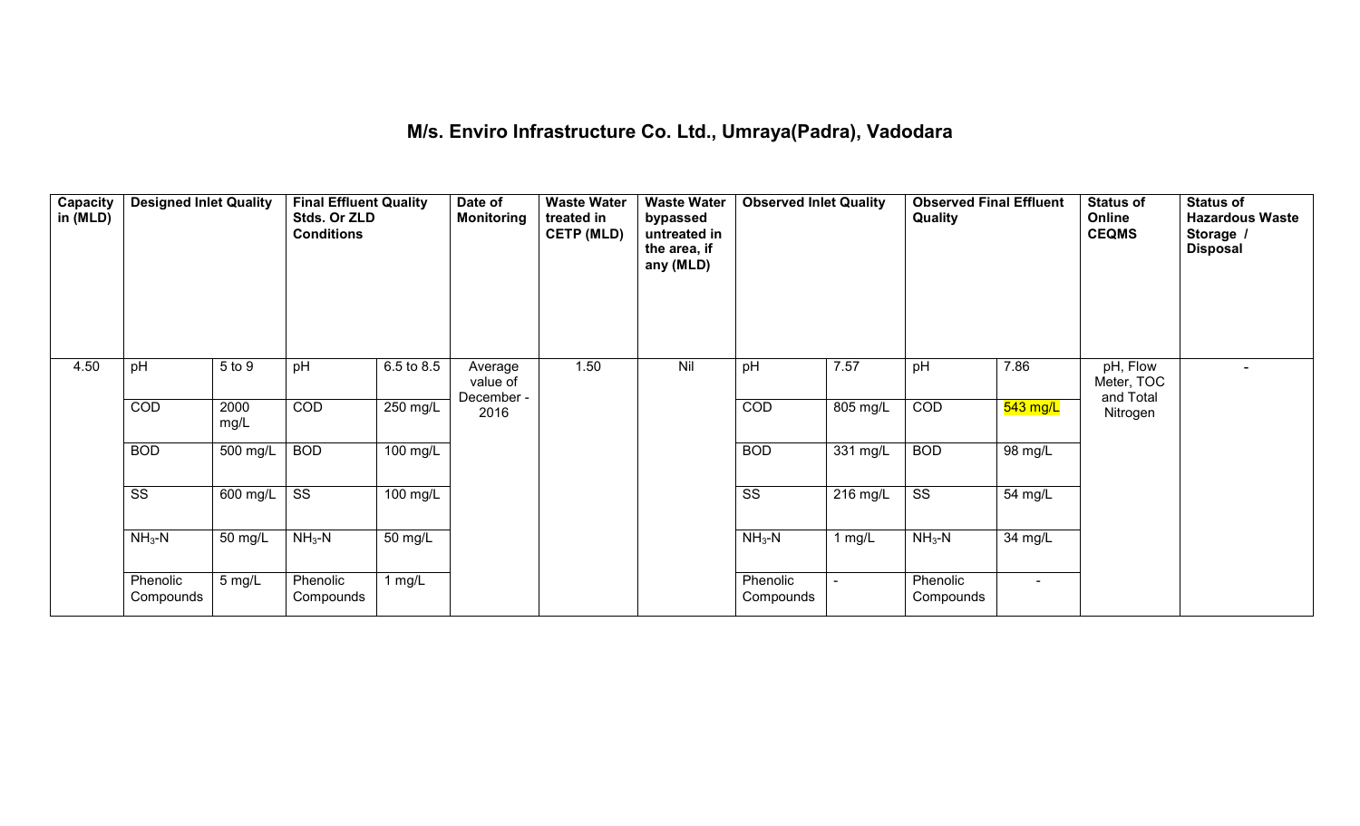## M/s. Enviro Infrastructure Co. Ltd., Umraya(Padra), Vadodara

| Capacity in (MLD) | Designed Inlet Quality | | Final Effluent Quality Stds. Or ZLD Conditions | | Date of Monitoring | Waste Water treated in CETP (MLD) | Waste Water bypassed untreated in the area, if any (MLD) | Observed Inlet Quality | | Observed Final Effluent Quality | | Status of Online CEQMS | Status of Hazardous Waste Storage / Disposal |
|---|---|---|---|---|---|---|---|---|---|---|---|---|---|
| 4.50 | pH | 5 to 9 | pH | 6.5 to 8.5 | Average value of December - 2016 | 1.50 | Nil | pH | 7.57 | pH | 7.86 | pH, Flow Meter, TOC and Total Nitrogen | - |
| | COD | 2000 mg/L | COD | 250 mg/L | | | | COD | 805 mg/L | COD | 543 mg/L | | |
| | BOD | 500 mg/L | BOD | 100 mg/L | | | | BOD | 331 mg/L | BOD | 98 mg/L | | |
| | SS | 600 mg/L | SS | 100 mg/L | | | | SS | 216 mg/L | SS | 54 mg/L | | |
| | $NH_3$-N | 50 mg/L | $NH_3$-N | 50 mg/L | | | | $NH_3$-N | 1 mg/L | $NH_3$-N | 34 mg/L | | |
| | Phenolic Compounds | 5 mg/L | Phenolic Compounds | 1 mg/L | | | | Phenolic Compounds | - | Phenolic Compounds | - | | |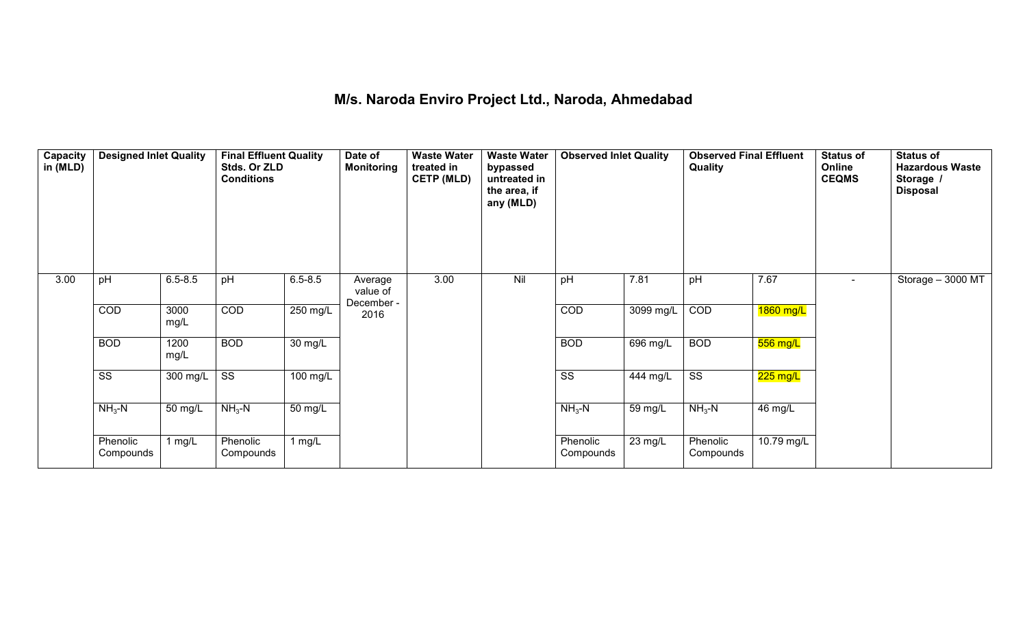# M/s. Naroda Enviro Project Ltd., Naroda, Ahmedabad

| Capacity in (MLD) | Designed Inlet Quality | | Final Effluent Quality Stds. Or ZLD Conditions | | Date of Monitoring | Waste Water treated in CETP (MLD) | Waste Water bypassed untreated in the area, if any (MLD) | Observed Inlet Quality | | Observed Final Effluent Quality | | Status of Online CEQMS | Status of Hazardous Waste Storage / Disposal |
|---|---|---|---|---|---|---|---|---|---|---|---|---|---|
| 3.00 | pH | 6.5-8.5 | pH | 6.5-8.5 | Average value of December - 2016 | 3.00 | Nil | pH | 7.81 | pH | 7.67 | - | Storage – 3000 MT |
| | COD | 3000 mg/L | COD | 250 mg/L | | | | COD | 3099 mg/L | COD | 1860 mg/L | | |
| | BOD | 1200 mg/L | BOD | 30 mg/L | | | | BOD | 696 mg/L | BOD | 556 mg/L | | |
| | SS | 300 mg/L | SS | 100 mg/L | | | | SS | 444 mg/L | SS | 225 mg/L | | |
| | $NH_3$-N | 50 mg/L | $NH_3$-N | 50 mg/L | | | | $NH_3$-N | 59 mg/L | $NH_3$-N | 46 mg/L | | |
| | Phenolic Compounds | 1 mg/L | Phenolic Compounds | 1 mg/L | | | | Phenolic Compounds | 23 mg/L | Phenolic Compounds | 10.79 mg/L | | |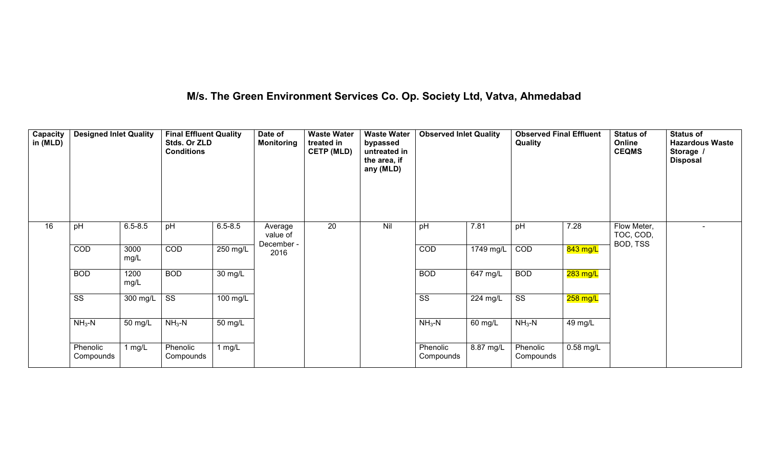# M/s. The Green Environment Services Co. Op. Society Ltd, Vatva, Ahmedabad

| Capacity in (MLD) | Designed Inlet Quality | | Final Effluent Quality Stds. Or ZLD Conditions | | Date of Monitoring | Waste Water treated in CETP (MLD) | Waste Water bypassed untreated in the area, if any (MLD) | Observed Inlet Quality | | Observed Final Effluent Quality | | Status of Online CEQMS | Status of Hazardous Waste Storage / Disposal |
|---|---|---|---|---|---|---|---|---|---|---|---|---|---|
| 16 | pH | 6.5-8.5 | pH | 6.5-8.5 | Average value of December - 2016 | 20 | Nil | pH | 7.81 | pH | 7.28 | Flow Meter, TOC, COD, BOD, TSS | - |
| | COD | 3000 mg/L | COD | 250 mg/L | | | | COD | 1749 mg/L | COD | 843 mg/L | | |
| | BOD | 1200 mg/L | BOD | 30 mg/L | | | | BOD | 647 mg/L | BOD | 283 mg/L | | |
| | SS | 300 mg/L | SS | 100 mg/L | | | | SS | 224 mg/L | SS | 258 mg/L | | |
| | $NH_3$-N | 50 mg/L | $NH_3$-N | 50 mg/L | | | | $NH_3$-N | 60 mg/L | $NH_3$-N | 49 mg/L | | |
| | Phenolic Compounds | 1 mg/L | Phenolic Compounds | 1 mg/L | | | | Phenolic Compounds | 8.87 mg/L | Phenolic Compounds | 0.58 mg/L | | |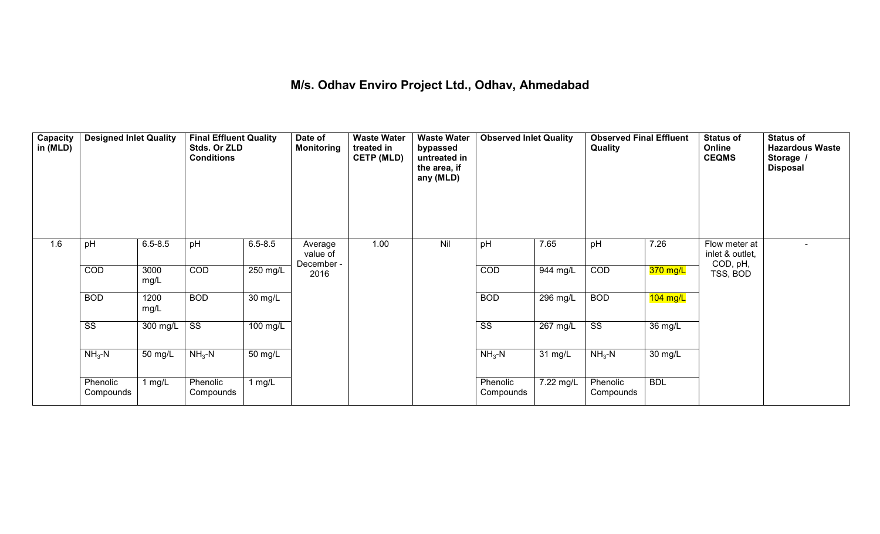# M/s. Odhav Enviro Project Ltd., Odhav, Ahmedabad

| Capacity in (MLD) | Designed Inlet Quality | | Final Effluent Quality Stds. Or ZLD Conditions | | Date of Monitoring | Waste Water treated in CETP (MLD) | Waste Water bypassed untreated in the area, if any (MLD) | Observed Inlet Quality | | Observed Final Effluent Quality | | Status of Online CEQMS | Status of Hazardous Waste Storage / Disposal |
|---|---|---|---|---|---|---|---|---|---|---|---|---|---|
| 1.6 | pH | 6.5-8.5 | pH | 6.5-8.5 | Average value of December - 2016 | 1.00 | Nil | pH | 7.65 | pH | 7.26 | Flow meter at inlet & outlet, COD, pH, TSS, BOD | - |
| | COD | 3000 mg/L | COD | 250 mg/L | | | | COD | 944 mg/L | COD | 370 mg/L | | |
| | BOD | 1200 mg/L | BOD | 30 mg/L | | | | BOD | 296 mg/L | BOD | 104 mg/L | | |
| | SS | 300 mg/L | SS | 100 mg/L | | | | SS | 267 mg/L | SS | 36 mg/L | | |
| | $NH_3$-N | 50 mg/L | $NH_3$-N | 50 mg/L | | | | $NH_3$-N | 31 mg/L | $NH_3$-N | 30 mg/L | | |
| | Phenolic Compounds | 1 mg/L | Phenolic Compounds | 1 mg/L | | | | Phenolic Compounds | 7.22 mg/L | Phenolic Compounds | BDL | | |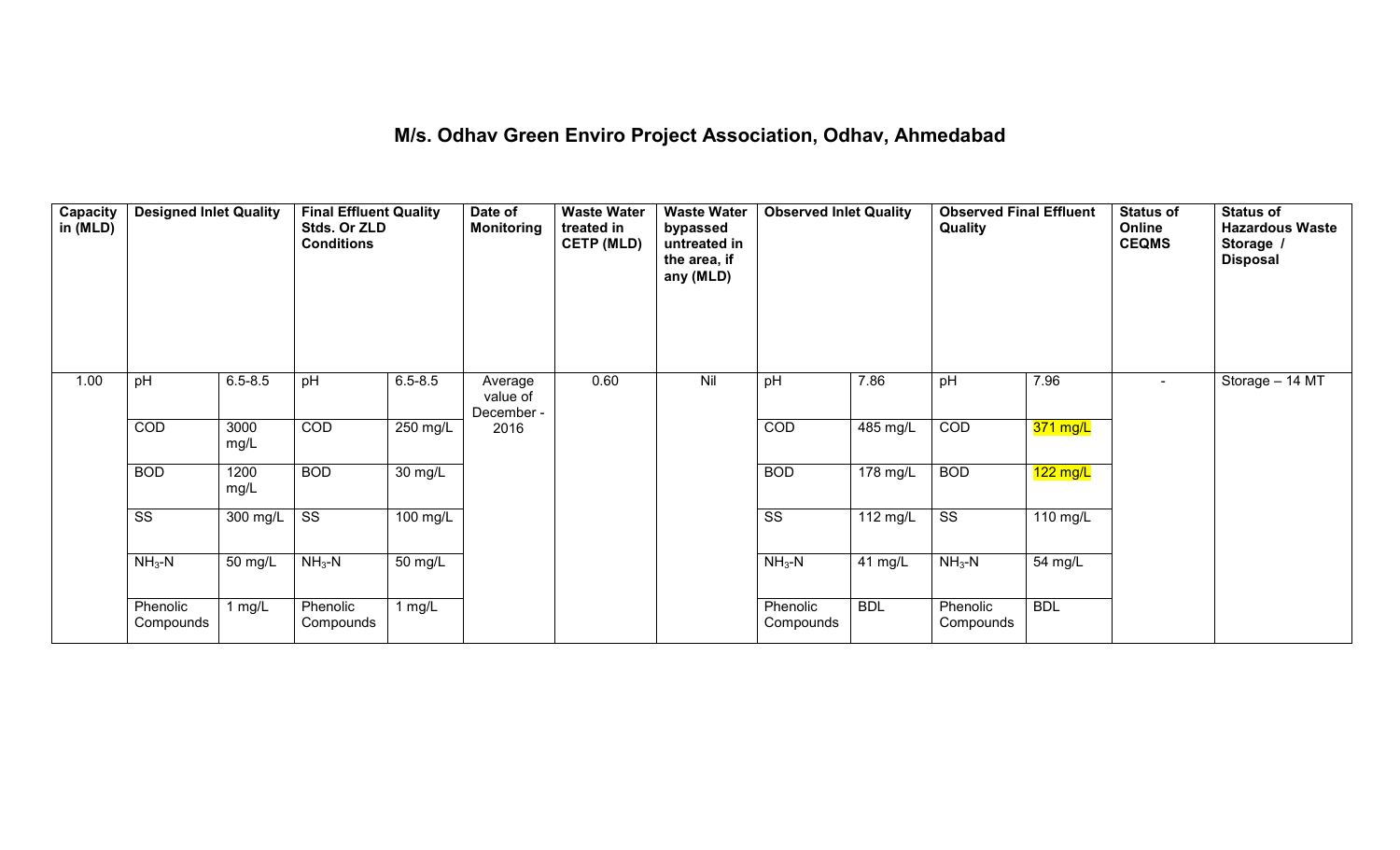# M/s. Odhav Green Enviro Project Association, Odhav, Ahmedabad

| Capacity in (MLD) | Designed Inlet Quality | | Final Effluent Quality Stds. Or ZLD Conditions | | Date of Monitoring | Waste Water treated in CETP (MLD) | Waste Water bypassed untreated in the area, if any (MLD) | Observed Inlet Quality | | Observed Final Effluent Quality | | Status of Online CEQMS | Status of Hazardous Waste Storage / Disposal |
|---|---|---|---|---|---|---|---|---|---|---|---|---|---|
| 1.00 | pH | 6.5-8.5 | pH | 6.5-8.5 | Average value of December - 2016 | 0.60 | Nil | pH | 7.86 | pH | 7.96 | - | Storage – 14 MT |
| | COD | 3000 mg/L | COD | 250 mg/L | | | | COD | 485 mg/L | COD | 371 mg/L | | |
| | BOD | 1200 mg/L | BOD | 30 mg/L | | | | BOD | 178 mg/L | BOD | 122 mg/L | | |
| | SS | 300 mg/L | SS | 100 mg/L | | | | SS | 112 mg/L | SS | 110 mg/L | | |
| | $NH_3$-N | 50 mg/L | $NH_3$-N | 50 mg/L | | | | $NH_3$-N | 41 mg/L | $NH_3$-N | 54 mg/L | | |
| | Phenolic Compounds | 1 mg/L | Phenolic Compounds | 1 mg/L | | | | Phenolic Compounds | BDL | Phenolic Compounds | BDL | | |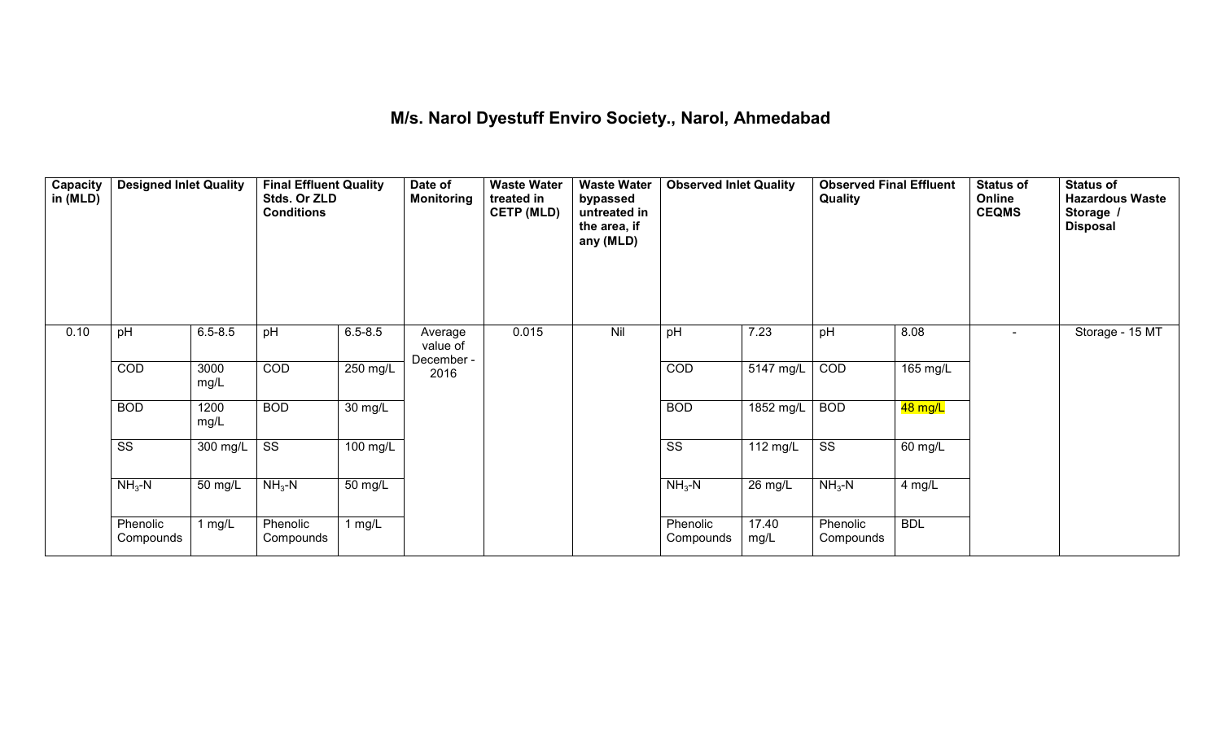# M/s. Narol Dyestuff Enviro Society., Narol, Ahmedabad

| Capacity in (MLD) | Designed Inlet Quality | | Final Effluent Quality Stds. Or ZLD Conditions | | Date of Monitoring | Waste Water treated in CETP (MLD) | Waste Water bypassed untreated in the area, if any (MLD) | Observed Inlet Quality | | Observed Final Effluent Quality | | Status of Online CEQMS | Status of Hazardous Waste Storage / Disposal |
|---|---|---|---|---|---|---|---|---|---|---|---|---|---|
| 0.10 | pH | 6.5-8.5 | pH | 6.5-8.5 | Average value of December - 2016 | 0.015 | Nil | pH | 7.23 | pH | 8.08 | - | Storage - 15 MT |
| | COD | 3000 mg/L | COD | 250 mg/L | | | | COD | 5147 mg/L | COD | 165 mg/L | | |
| | BOD | 1200 mg/L | BOD | 30 mg/L | | | | BOD | 1852 mg/L | BOD | 48 mg/L | | |
| | SS | 300 mg/L | SS | 100 mg/L | | | | SS | 112 mg/L | SS | 60 mg/L | | |
| | $NH_3$-N | 50 mg/L | $NH_3$-N | 50 mg/L | | | | $NH_3$-N | 26 mg/L | $NH_3$-N | 4 mg/L | | |
| | Phenolic Compounds | 1 mg/L | Phenolic Compounds | 1 mg/L | | | | Phenolic Compounds | 17.40 mg/L | Phenolic Compounds | BDL | | |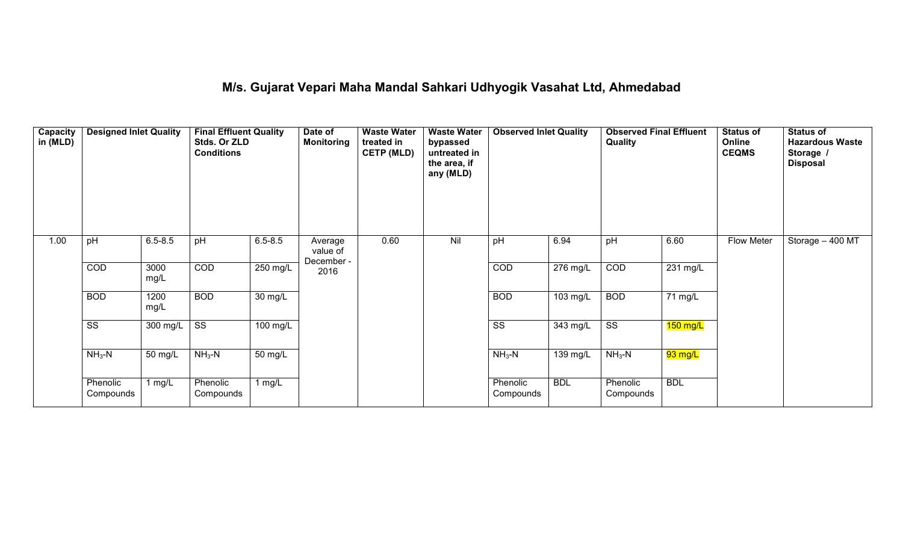# M/s. Gujarat Vepari Maha Mandal Sahkari Udhyogik Vasahat Ltd, Ahmedabad

| Capacity in (MLD) | Designed Inlet Quality | | Final Effluent Quality Stds. Or ZLD Conditions | | Date of Monitoring | Waste Water treated in CETP (MLD) | Waste Water bypassed untreated in the area, if any (MLD) | Observed Inlet Quality | | Observed Final Effluent Quality | | Status of Online CEQMS | Status of Hazardous Waste Storage / Disposal |
|---|---|---|---|---|---|---|---|---|---|---|---|---|---|
| 1.00 | pH | 6.5-8.5 | pH | 6.5-8.5 | Average value of December - 2016 | 0.60 | Nil | pH | 6.94 | pH | 6.60 | Flow Meter | Storage – 400 MT |
| | COD | 3000 mg/L | COD | 250 mg/L | | | | COD | 276 mg/L | COD | 231 mg/L | | |
| | BOD | 1200 mg/L | BOD | 30 mg/L | | | | BOD | 103 mg/L | BOD | 71 mg/L | | |
| | SS | 300 mg/L | SS | 100 mg/L | | | | SS | 343 mg/L | SS | 150 mg/L | | |
| | $NH_3$-N | 50 mg/L | $NH_3$-N | 50 mg/L | | | | $NH_3$-N | 139 mg/L | $NH_3$-N | 93 mg/L | | |
| | Phenolic Compounds | 1 mg/L | Phenolic Compounds | 1 mg/L | | | | Phenolic Compounds | BDL | Phenolic Compounds | BDL | | |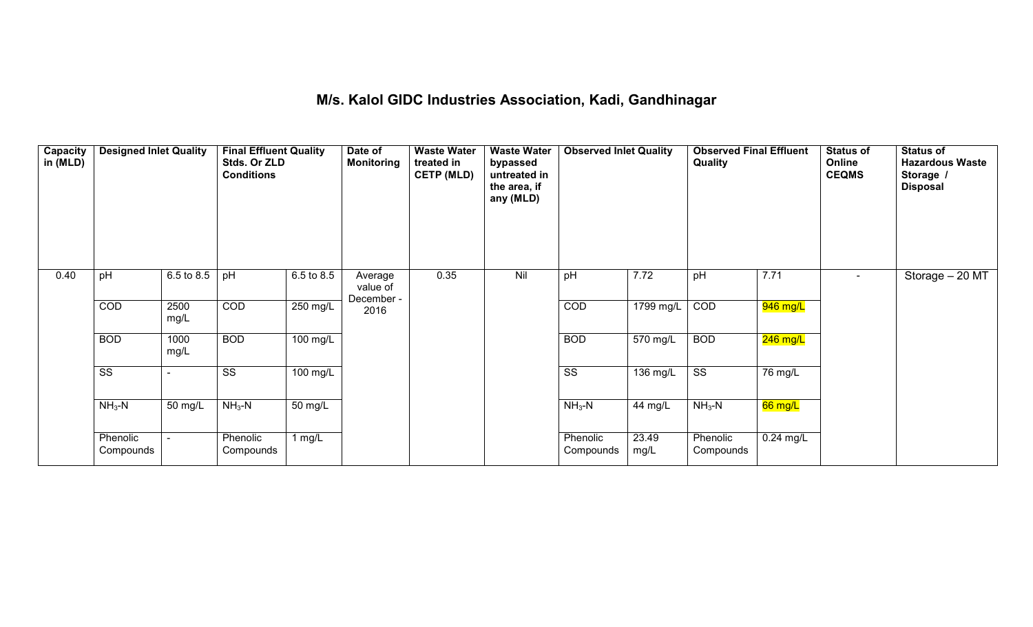# M/s. Kalol GIDC Industries Association, Kadi, Gandhinagar

| Capacity in (MLD) | Designed Inlet Quality | | Final Effluent Quality Stds. Or ZLD Conditions | | Date of Monitoring | Waste Water treated in CETP (MLD) | Waste Water bypassed untreated in the area, if any (MLD) | Observed Inlet Quality | | Observed Final Effluent Quality | | Status of Online CEQMS | Status of Hazardous Waste Storage / Disposal |
|---|---|---|---|---|---|---|---|---|---|---|---|---|---|
| 0.40 | pH | 6.5 to 8.5 | pH | 6.5 to 8.5 | Average value of December - 2016 | 0.35 | Nil | pH | 7.72 | pH | 7.71 | - | Storage – 20 MT |
| | COD | 2500 mg/L | COD | 250 mg/L | | | | COD | 1799 mg/L | COD | 946 mg/L | | |
| | BOD | 1000 mg/L | BOD | 100 mg/L | | | | BOD | 570 mg/L | BOD | 246 mg/L | | |
| | SS | - | SS | 100 mg/L | | | | SS | 136 mg/L | SS | 76 mg/L | | |
| | $NH_3$-N | 50 mg/L | $NH_3$-N | 50 mg/L | | | | $NH_3$-N | 44 mg/L | $NH_3$-N | 66 mg/L | | |
| | Phenolic Compounds | - | Phenolic Compounds | 1 mg/L | | | | Phenolic Compounds | 23.49 mg/L | Phenolic Compounds | 0.24 mg/L | | |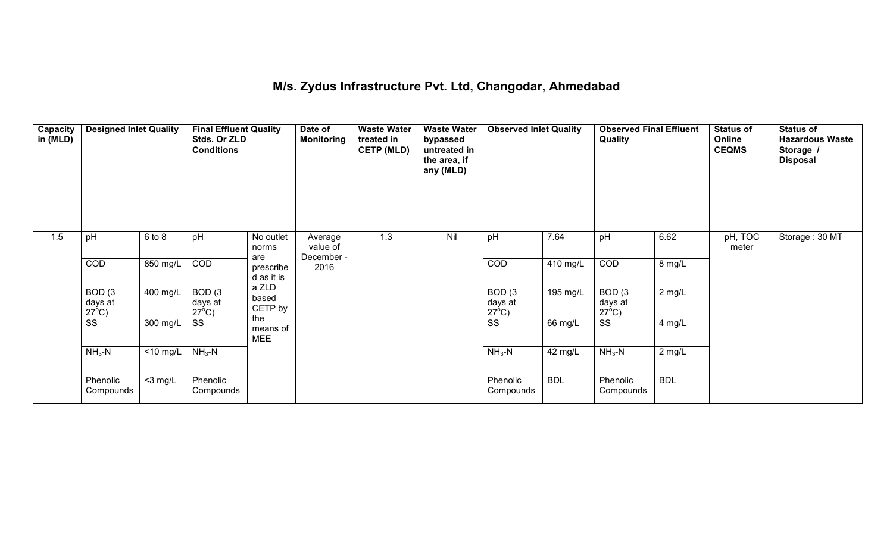# M/s. Zydus Infrastructure Pvt. Ltd, Changodar, Ahmedabad

| Capacity in (MLD) | Designed Inlet Quality | | Final Effluent Quality Stds. Or ZLD Conditions | | Date of Monitoring | Waste Water treated in CETP (MLD) | Waste Water bypassed untreated in the area, if any (MLD) | Observed Inlet Quality | | Observed Final Effluent Quality | | Status of Online CEQMS | Status of Hazardous Waste Storage / Disposal |
|---|---|---|---|---|---|---|---|---|---|---|---|---|---|
| 1.5 | pH | 6 to 8 | pH | No outlet norms are prescribed as it is a ZLD based CETP by the means of MEE | Average value of December - 2016 | 1.3 | Nil | pH | 7.64 | pH | 6.62 | pH, TOC meter | Storage : 30 MT |
| | COD | 850 mg/L | COD | | | | | COD | 410 mg/L | COD | 8 mg/L | | |
| | BOD (3 days at 27°C) | 400 mg/L | BOD (3 days at 27°C) | | | | | BOD (3 days at 27°C) | 195 mg/L | BOD (3 days at 27°C) | 2 mg/L | | |
| | SS | 300 mg/L | SS | | | | | SS | 66 mg/L | SS | 4 mg/L | | |
| | $NH_3$-N | <10 mg/L | $NH_3$-N | | | | | $NH_3$-N | 42 mg/L | $NH_3$-N | 2 mg/L | | |
| | Phenolic Compounds | <3 mg/L | Phenolic Compounds | | | | | Phenolic Compounds | BDL | Phenolic Compounds | BDL | | |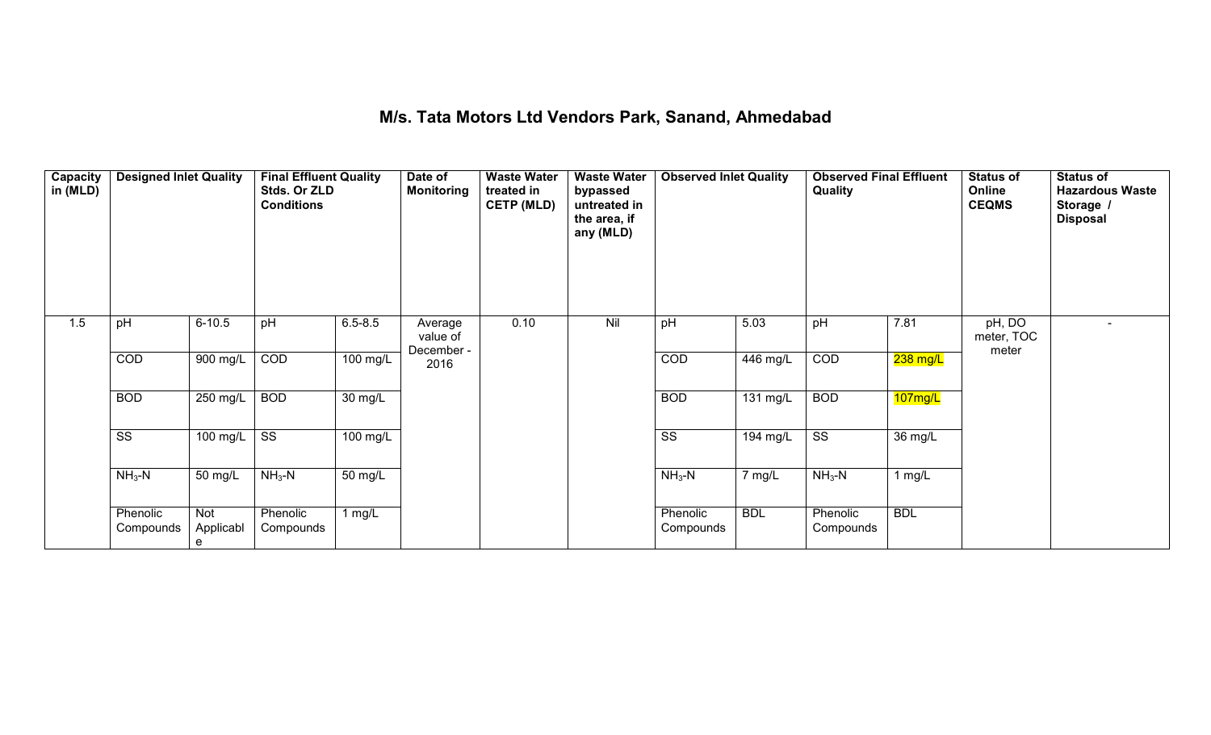# M/s. Tata Motors Ltd Vendors Park, Sanand, Ahmedabad

| Capacity in (MLD) | Designed Inlet Quality | | Final Effluent Quality Stds. Or ZLD Conditions | | Date of Monitoring | Waste Water treated in CETP (MLD) | Waste Water bypassed untreated in the area, if any (MLD) | Observed Inlet Quality | | Observed Final Effluent Quality | | Status of Online CEQMS | Status of Hazardous Waste Storage / Disposal |
|---|---|---|---|---|---|---|---|---|---|---|---|---|---|
| 1.5 | pH | 6-10.5 | pH | 6.5-8.5 | Average value of December - 2016 | 0.10 | Nil | pH | 5.03 | pH | 7.81 | pH, DO meter, TOC meter | - |
| | COD | 900 mg/L | COD | 100 mg/L | | | | COD | 446 mg/L | COD | 238 mg/L | | |
| | BOD | 250 mg/L | BOD | 30 mg/L | | | | BOD | 131 mg/L | BOD | 107mg/L | | |
| | SS | 100 mg/L | SS | 100 mg/L | | | | SS | 194 mg/L | SS | 36 mg/L | | |
| | $NH_3$-N | 50 mg/L | $NH_3$-N | 50 mg/L | | | | $NH_3$-N | 7 mg/L | $NH_3$-N | 1 mg/L | | |
| | Phenolic Compounds | Not Applicable | Phenolic Compounds | 1 mg/L | | | | Phenolic Compounds | BDL | Phenolic Compounds | BDL | | |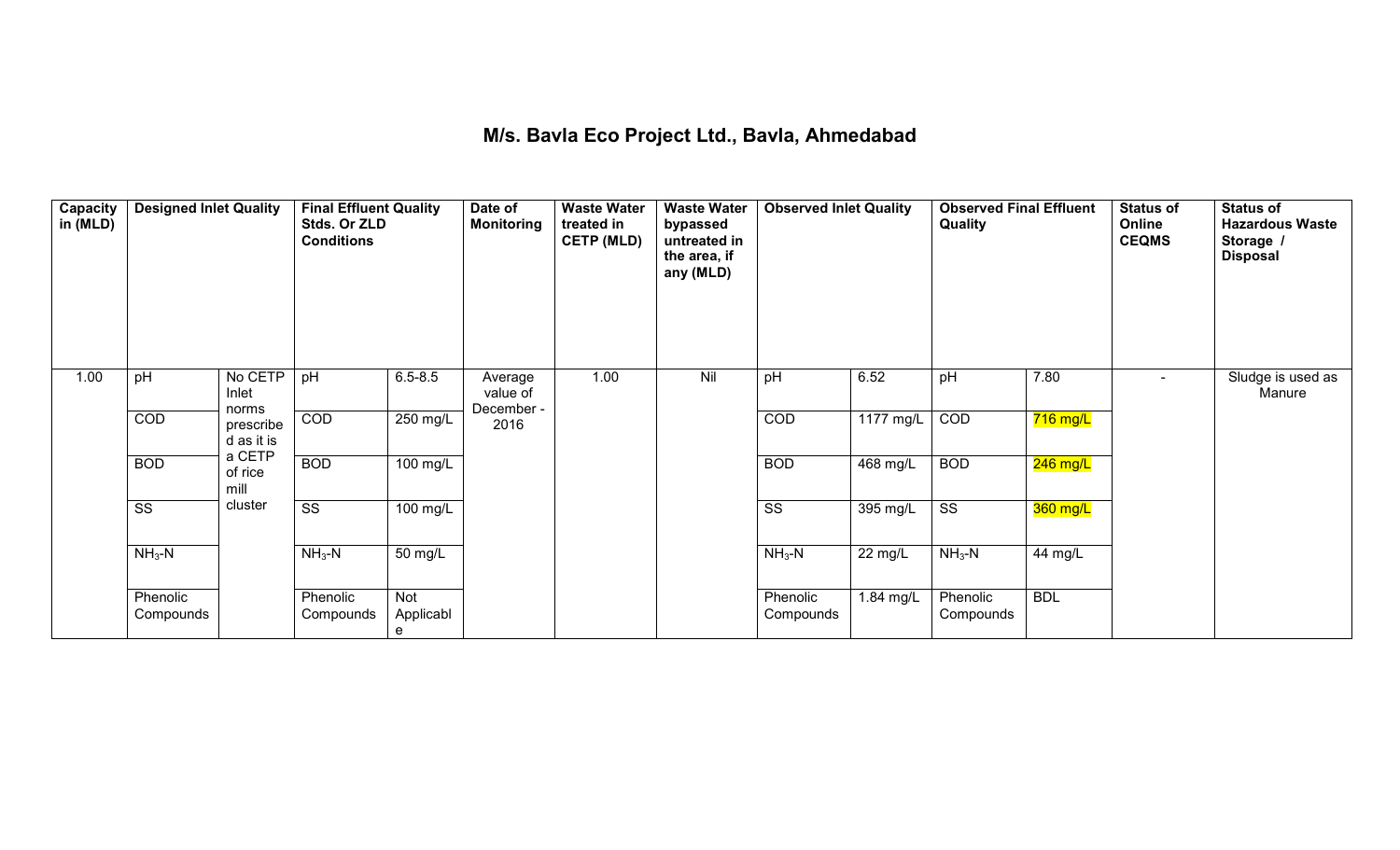# M/s. Bavla Eco Project Ltd., Bavla, Ahmedabad

| Capacity in (MLD) | Designed Inlet Quality | | Final Effluent Quality Stds. Or ZLD Conditions | | Date of Monitoring | Waste Water treated in CETP (MLD) | Waste Water bypassed untreated in the area, if any (MLD) | Observed Inlet Quality | | Observed Final Effluent Quality | | Status of Online CEQMS | Status of Hazardous Waste Storage / Disposal |
|---|---|---|---|---|---|---|---|---|---|---|---|---|---|
| 1.00 | pH | No CETP Inlet norms prescribed as it is a CETP of rice mill cluster | pH | 6.5-8.5 | Average value of December - 2016 | 1.00 | Nil | pH | 6.52 | pH | 7.80 | - | Sludge is used as Manure |
| | COD | | COD | 250 mg/L | | | | COD | 1177 mg/L | COD | 716 mg/L | | |
| | BOD | | BOD | 100 mg/L | | | | BOD | 468 mg/L | BOD | 246 mg/L | | |
| | SS | | SS | 100 mg/L | | | | SS | 395 mg/L | SS | 360 mg/L | | |
| | $NH_3$-N | | $NH_3$-N | 50 mg/L | | | | $NH_3$-N | 22 mg/L | $NH_3$-N | 44 mg/L | | |
| | Phenolic Compounds | | Phenolic Compounds | Not Applicable | | | | Phenolic Compounds | 1.84 mg/L | Phenolic Compounds | BDL | | |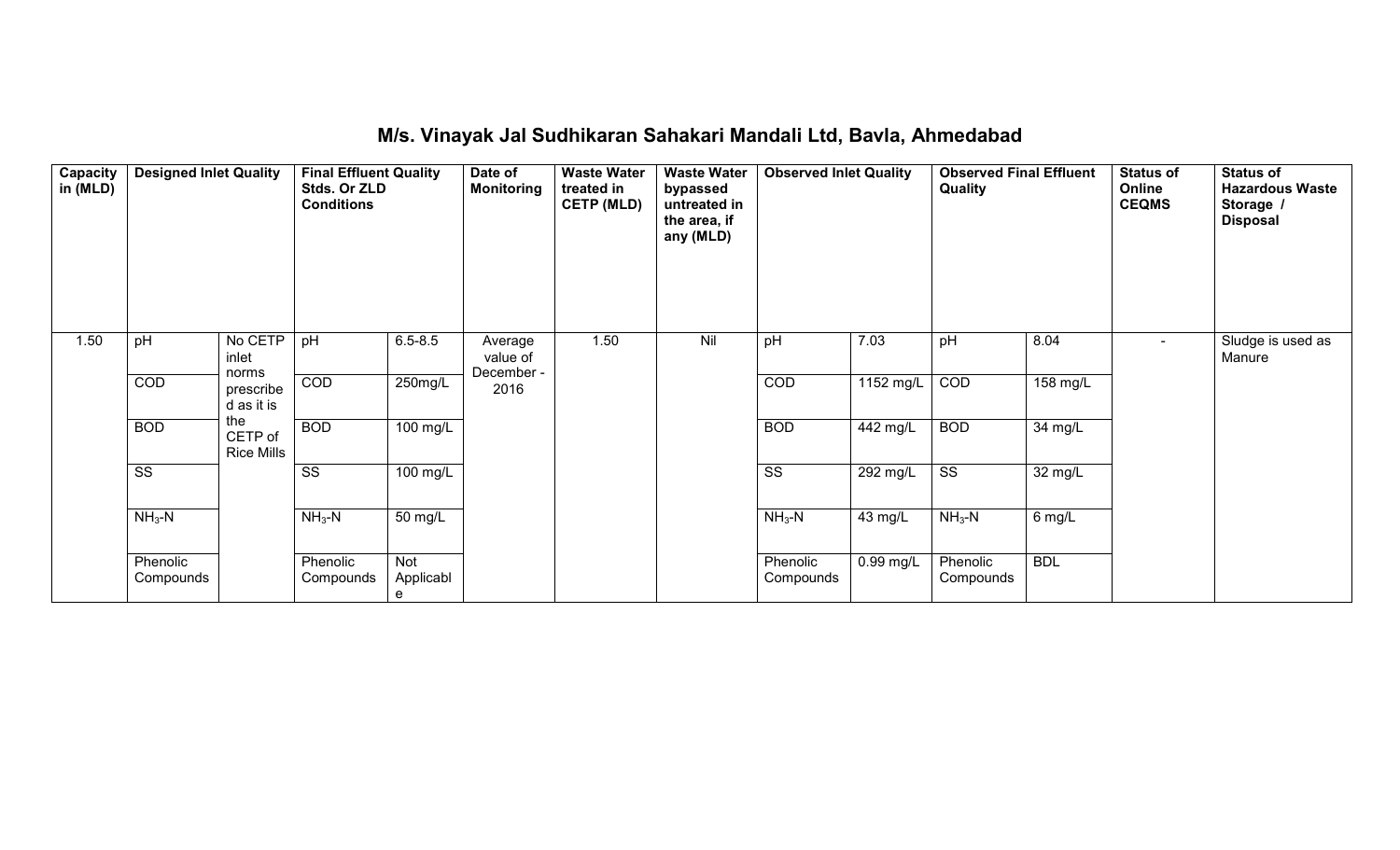## M/s. Vinayak Jal Sudhikaran Sahakari Mandali Ltd, Bavla, Ahmedabad

| Capacity in (MLD) | Designed Inlet Quality | | Final Effluent Quality Stds. Or ZLD Conditions | | Date of Monitoring | Waste Water treated in CETP (MLD) | Waste Water bypassed untreated in the area, if any (MLD) | Observed Inlet Quality | | Observed Final Effluent Quality | | Status of Online CEQMS | Status of Hazardous Waste Storage / Disposal |
|---|---|---|---|---|---|---|---|---|---|---|---|---|---|
| 1.50 | pH | No CETP inlet norms prescribed as it is the CETP of Rice Mills | pH | 6.5-8.5 | Average value of December - 2016 | 1.50 | Nil | pH | 7.03 | pH | 8.04 | - | Sludge is used as Manure |
| | COD | | COD | 250mg/L | | | | COD | 1152 mg/L | COD | 158 mg/L | | |
| | BOD | | BOD | 100 mg/L | | | | BOD | 442 mg/L | BOD | 34 mg/L | | |
| | SS | | SS | 100 mg/L | | | | SS | 292 mg/L | SS | 32 mg/L | | |
| | $NH_3$-N | | $NH_3$-N | 50 mg/L | | | | $NH_3$-N | 43 mg/L | $NH_3$-N | 6 mg/L | | |
| | Phenolic Compounds | | Phenolic Compounds | Not Applicable | | | | Phenolic Compounds | 0.99 mg/L | Phenolic Compounds | BDL | | |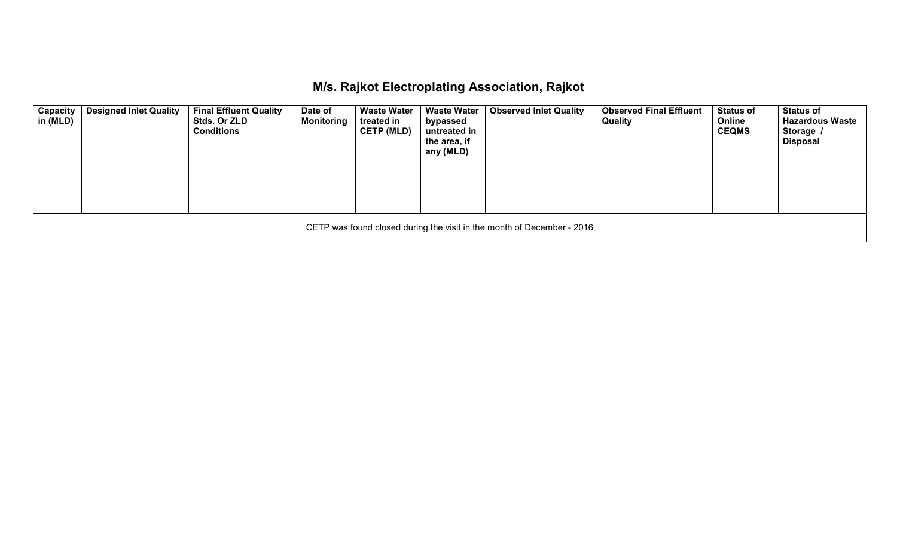## M/s. Rajkot Electroplating Association, Rajkot

| Capacity in (MLD) | Designed Inlet Quality | Final Effluent Quality Stds. Or ZLD Conditions | Date of Monitoring | Waste Water treated in CETP (MLD) | Waste Water bypassed untreated in the area, if any (MLD) | Observed Inlet Quality | Observed Final Effluent Quality | Status of Online CEQMS | Status of Hazardous Waste Storage / Disposal |
|---|---|---|---|---|---|---|---|---|---|
| CETP was found closed during the visit in the month of December - 2016 | | | | | | | | | |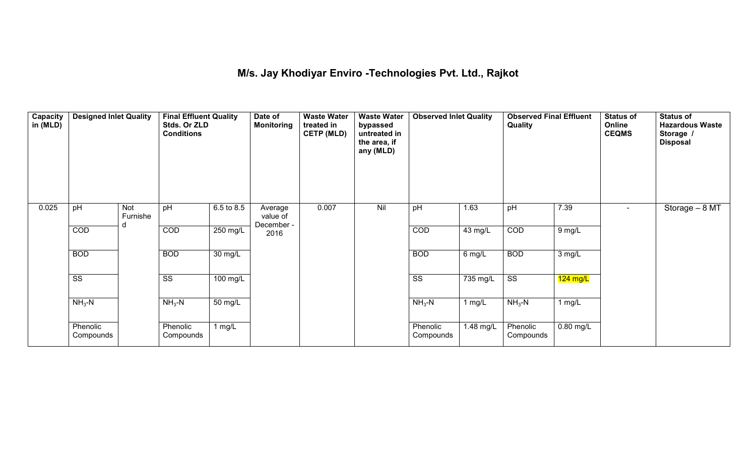# M/s. Jay Khodiyar Enviro -Technologies Pvt. Ltd., Rajkot

| Capacity in (MLD) | Designed Inlet Quality | | Final Effluent Quality Stds. Or ZLD Conditions | | Date of Monitoring | Waste Water treated in CETP (MLD) | Waste Water bypassed untreated in the area, if any (MLD) | Observed Inlet Quality | | Observed Final Effluent Quality | | Status of Online CEQMS | Status of Hazardous Waste Storage / Disposal |
|---|---|---|---|---|---|---|---|---|---|---|---|---|---|
| 0.025 | pH | Not Furnished | pH | 6.5 to 8.5 | Average value of December - 2016 | 0.007 | Nil | pH | 1.63 | pH | 7.39 | - | Storage – 8 MT |
| | COD | | COD | 250 mg/L | | | | COD | 43 mg/L | COD | 9 mg/L | | |
| | BOD | | BOD | 30 mg/L | | | | BOD | 6 mg/L | BOD | 3 mg/L | | |
| | SS | | SS | 100 mg/L | | | | SS | 735 mg/L | SS | 124 mg/L | | |
| | $NH_3$-N | | $NH_3$-N | 50 mg/L | | | | $NH_3$-N | 1 mg/L | $NH_3$-N | 1 mg/L | | |
| | Phenolic Compounds | | Phenolic Compounds | 1 mg/L | | | | Phenolic Compounds | 1.48 mg/L | Phenolic Compounds | 0.80 mg/L | | |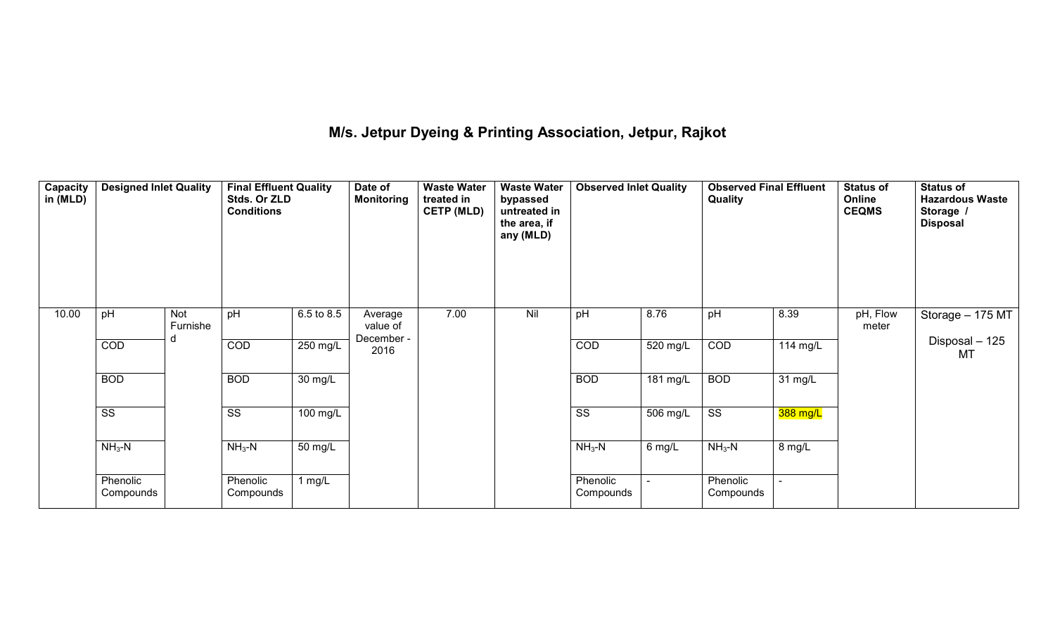# M/s. Jetpur Dyeing & Printing Association, Jetpur, Rajkot

| Capacity in (MLD) | Designed Inlet Quality | | Final Effluent Quality Stds. Or ZLD Conditions | | Date of Monitoring | Waste Water treated in CETP (MLD) | Waste Water bypassed untreated in the area, if any (MLD) | Observed Inlet Quality | | Observed Final Effluent Quality | | Status of Online CEQMS | Status of Hazardous Waste Storage / Disposal |
|---|---|---|---|---|---|---|---|---|---|---|---|---|---|
| 10.00 | pH | Not Furnished | pH | 6.5 to 8.5 | Average value of December - 2016 | 7.00 | Nil | pH | 8.76 | pH | 8.39 | pH, Flow meter | Storage – 175 MT<br>Disposal – 125 MT |
| | COD | | COD | 250 mg/L | | | | COD | 520 mg/L | COD | 114 mg/L | | |
| | BOD | | BOD | 30 mg/L | | | | BOD | 181 mg/L | BOD | 31 mg/L | | |
| | SS | | SS | 100 mg/L | | | | SS | 506 mg/L | SS | 388 mg/L | | |
| | $NH_3$-N | | $NH_3$-N | 50 mg/L | | | | $NH_3$-N | 6 mg/L | $NH_3$-N | 8 mg/L | | |
| | Phenolic Compounds | | Phenolic Compounds | 1 mg/L | | | | Phenolic Compounds | - | Phenolic Compounds | - | | |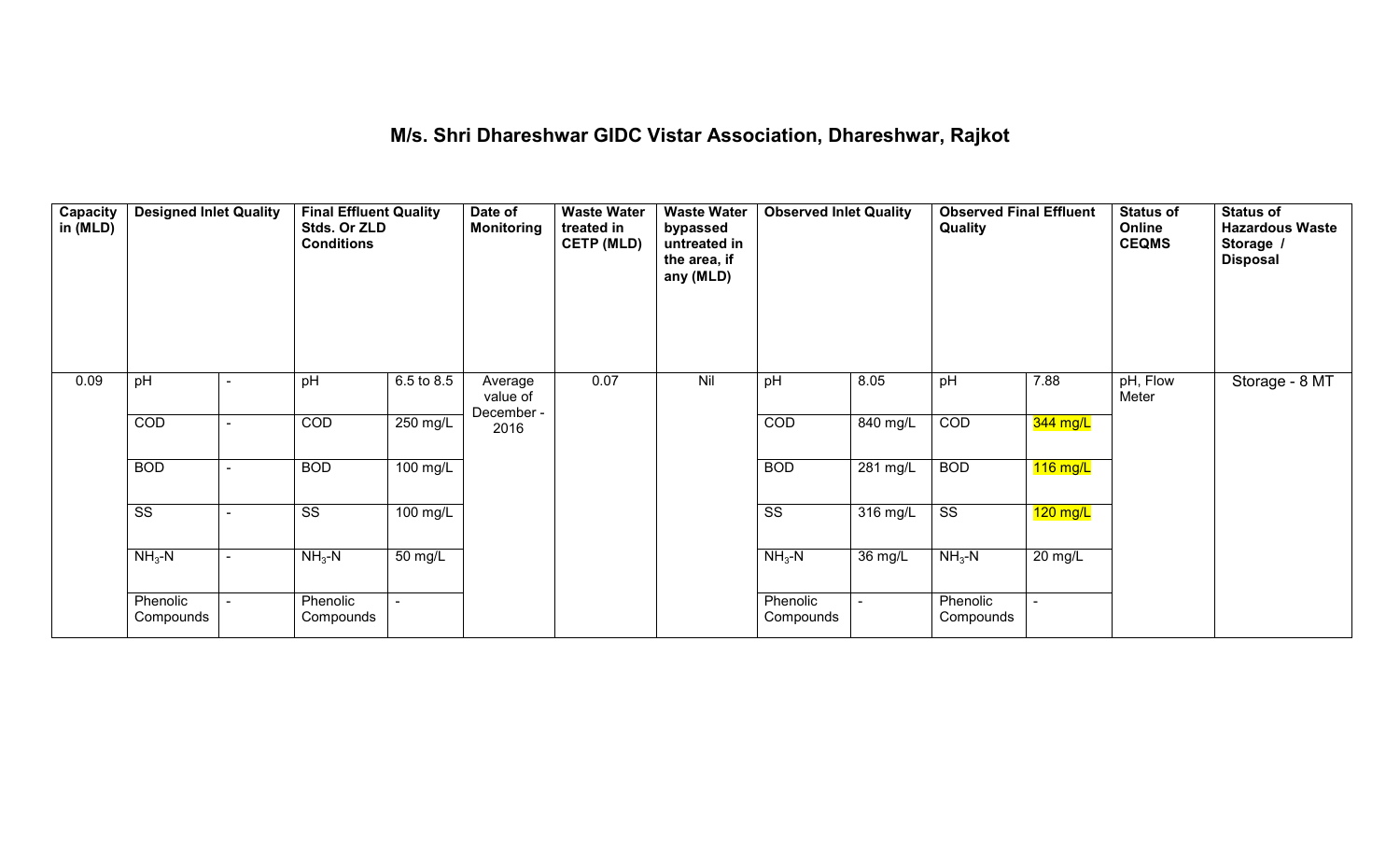# M/s. Shri Dhareshwar GIDC Vistar Association, Dhareshwar, Rajkot

| Capacity in (MLD) | Designed Inlet Quality | | Final Effluent Quality Stds. Or ZLD Conditions | | Date of Monitoring | Waste Water treated in CETP (MLD) | Waste Water bypassed untreated in the area, if any (MLD) | Observed Inlet Quality | | Observed Final Effluent Quality | | Status of Online CEQMS | Status of Hazardous Waste Storage / Disposal |
|---|---|---|---|---|---|---|---|---|---|---|---|---|---|
| 0.09 | pH | - | pH | 6.5 to 8.5 | Average value of December - 2016 | 0.07 | Nil | pH | 8.05 | pH | 7.88 | pH, Flow Meter | Storage - 8 MT |
| | COD | - | COD | 250 mg/L | | | | COD | 840 mg/L | COD | 344 mg/L | | |
| | BOD | - | BOD | 100 mg/L | | | | BOD | 281 mg/L | BOD | 116 mg/L | | |
| | SS | - | SS | 100 mg/L | | | | SS | 316 mg/L | SS | 120 mg/L | | |
| | $NH_3$-N | - | $NH_3$-N | 50 mg/L | | | | $NH_3$-N | 36 mg/L | $NH_3$-N | 20 mg/L | | |
| | Phenolic Compounds | - | Phenolic Compounds | - | | | | Phenolic Compounds | - | Phenolic Compounds | - | | |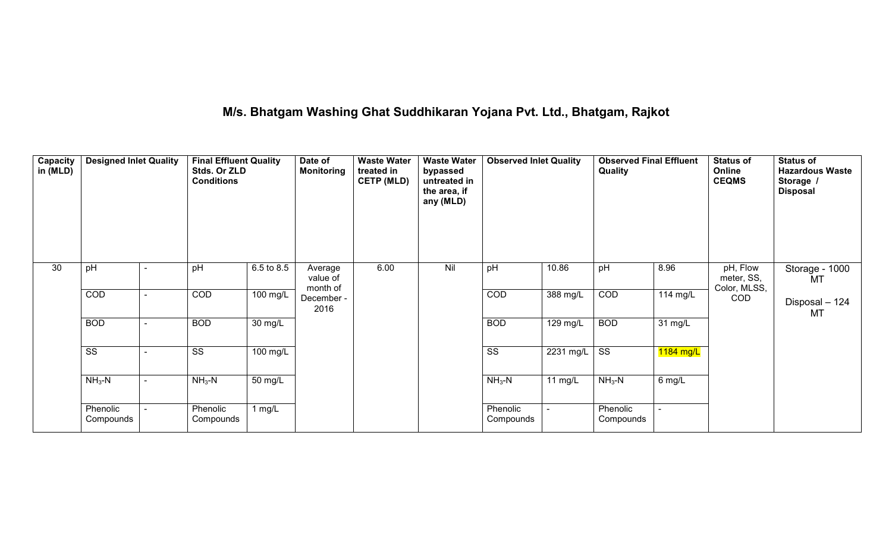## M/s. Bhatgam Washing Ghat Suddhikaran Yojana Pvt. Ltd., Bhatgam, Rajkot

| Capacity in (MLD) | Designed Inlet Quality | | Final Effluent Quality Stds. Or ZLD Conditions | | Date of Monitoring | Waste Water treated in CETP (MLD) | Waste Water bypassed untreated in the area, if any (MLD) | Observed Inlet Quality | | Observed Final Effluent Quality | | Status of Online CEQMS | Status of Hazardous Waste Storage / Disposal |
|---|---|---|---|---|---|---|---|---|---|---|---|---|---|
| 30 | pH | - | pH | 6.5 to 8.5 | Average value of month of December - 2016 | 6.00 | Nil | pH | 10.86 | pH | 8.96 | pH, Flow meter, SS, Color, MLSS, COD | Storage - 1000 MT<br>Disposal – 124 MT |
| | COD | - | COD | 100 mg/L | | | | COD | 388 mg/L | COD | 114 mg/L | | |
| | BOD | - | BOD | 30 mg/L | | | | BOD | 129 mg/L | BOD | 31 mg/L | | |
| | SS | - | SS | 100 mg/L | | | | SS | 2231 mg/L | SS | 1184 mg/L | | |
| | $NH_3$-N | - | $NH_3$-N | 50 mg/L | | | | $NH_3$-N | 11 mg/L | $NH_3$-N | 6 mg/L | | |
| | Phenolic Compounds | - | Phenolic Compounds | 1 mg/L | | | | Phenolic Compounds | - | Phenolic Compounds | - | | |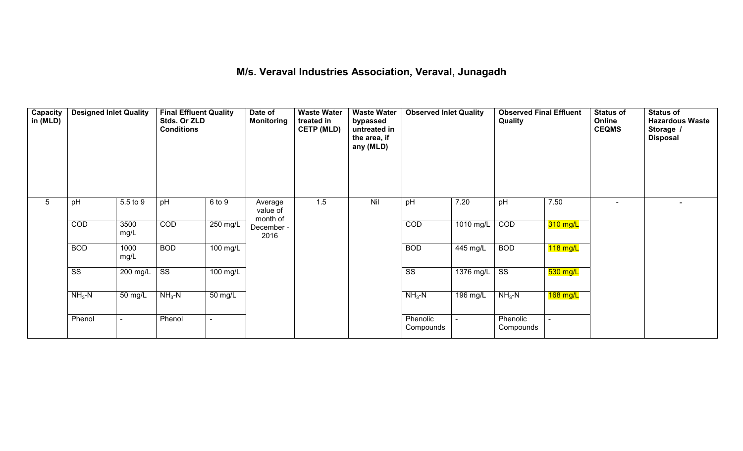# M/s. Veraval Industries Association, Veraval, Junagadh

| Capacity in (MLD) | Designed Inlet Quality | | Final Effluent Quality Stds. Or ZLD Conditions | | Date of Monitoring | Waste Water treated in CETP (MLD) | Waste Water bypassed untreated in the area, if any (MLD) | Observed Inlet Quality | | Observed Final Effluent Quality | | Status of Online CEQMS | Status of Hazardous Waste Storage / Disposal |
|---|---|---|---|---|---|---|---|---|---|---|---|---|---|
| 5 | pH | 5.5 to 9 | pH | 6 to 9 | Average value of month of December - 2016 | 1.5 | Nil | pH | 7.20 | pH | 7.50 | - | - |
| | COD | 3500 mg/L | COD | 250 mg/L | | | | COD | 1010 mg/L | COD | 310 mg/L | | |
| | BOD | 1000 mg/L | BOD | 100 mg/L | | | | BOD | 445 mg/L | BOD | 118 mg/L | | |
| | SS | 200 mg/L | SS | 100 mg/L | | | | SS | 1376 mg/L | SS | 530 mg/L | | |
| | $NH_3$-N | 50 mg/L | $NH_3$-N | 50 mg/L | | | | $NH_3$-N | 196 mg/L | $NH_3$-N | 168 mg/L | | |
| | Phenol | - | Phenol | - | | | | Phenolic Compounds | - | Phenolic Compounds | - | | |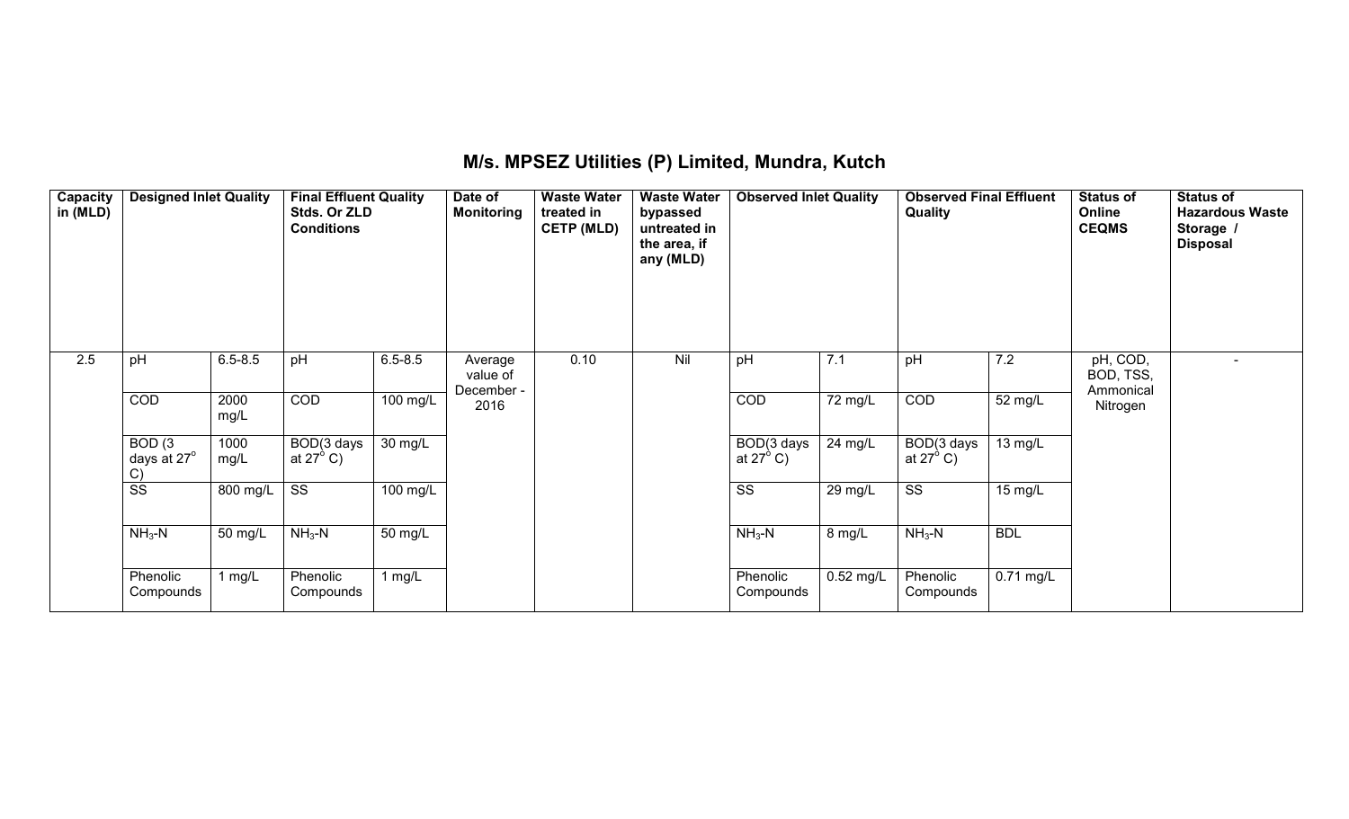## M/s. MPSEZ Utilities (P) Limited, Mundra, Kutch

| Capacity in (MLD) | Designed Inlet Quality | | Final Effluent Quality Stds. Or ZLD Conditions | | Date of Monitoring | Waste Water treated in CETP (MLD) | Waste Water bypassed untreated in the area, if any (MLD) | Observed Inlet Quality | | Observed Final Effluent Quality | | Status of Online CEQMS | Status of Hazardous Waste Storage / Disposal |
|---|---|---|---|---|---|---|---|---|---|---|---|---|---|
| 2.5 | pH | 6.5-8.5 | pH | 6.5-8.5 | Average value of December - 2016 | 0.10 | Nil | pH | 7.1 | pH | 7.2 | pH, COD, BOD, TSS, Ammonical Nitrogen | - |
| | COD | 2000 mg/L | COD | 100 mg/L | | | | COD | 72 mg/L | COD | 52 mg/L | | |
| | BOD (3 days at 27° C) | 1000 mg/L | BOD(3 days at 27° C) | 30 mg/L | | | | BOD(3 days at 27° C) | 24 mg/L | BOD(3 days at 27° C) | 13 mg/L | | |
| | SS | 800 mg/L | SS | 100 mg/L | | | | SS | 29 mg/L | SS | 15 mg/L | | |
| | $NH_3$-N | 50 mg/L | $NH_3$-N | 50 mg/L | | | | $NH_3$-N | 8 mg/L | $NH_3$-N | BDL | | |
| | Phenolic Compounds | 1 mg/L | Phenolic Compounds | 1 mg/L | | | | Phenolic Compounds | 0.52 mg/L | Phenolic Compounds | 0.71 mg/L | | |